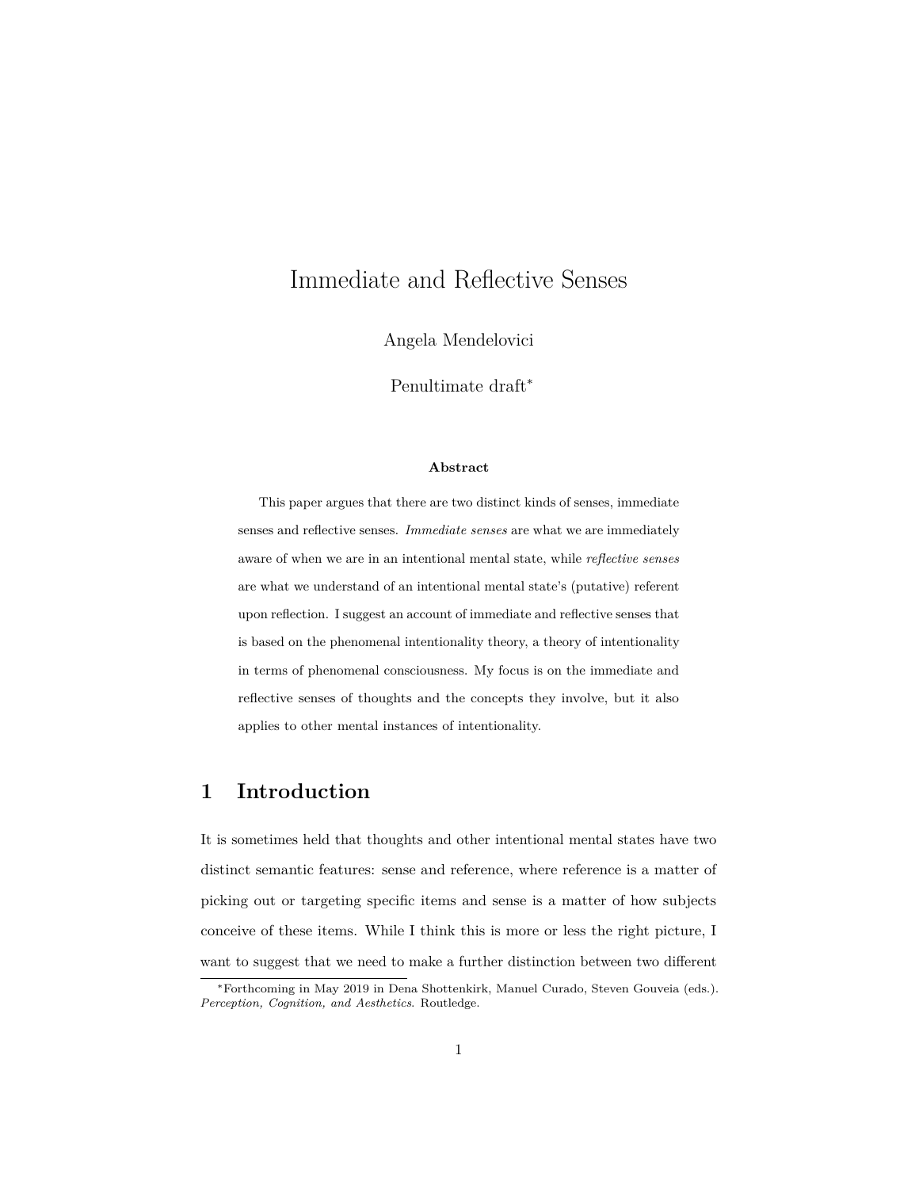# Immediate and Reflective Senses

Angela Mendelovici

Penultimate draft*

**Abstract**

This paper argues that there are two distinct kinds of senses, immediate senses and reflective senses. *Immediate senses* are what we are immediately aware of when we are in an intentional mental state, while *reflective senses* are what we understand of an intentional mental state's (putative) referent upon reflection. I suggest an account of immediate and reflective senses that is based on the phenomenal intentionality theory, a theory of intentionality in terms of phenomenal consciousness. My focus is on the immediate and reflective senses of thoughts and the concepts they involve, but it also applies to other mental instances of intentionality.

## 1 Introduction

It is sometimes held that thoughts and other intentional mental states have two distinct semantic features: sense and reference, where reference is a matter of picking out or targeting specific items and sense is a matter of how subjects conceive of these items. While I think this is more or less the right picture, I want to suggest that we need to make a further distinction between two different

*Forthcoming in May 2019 in Dena Shottenkirk, Manuel Curado, Steven Gouveia (eds.). *Perception, Cognition, and Aesthetics*. Routledge.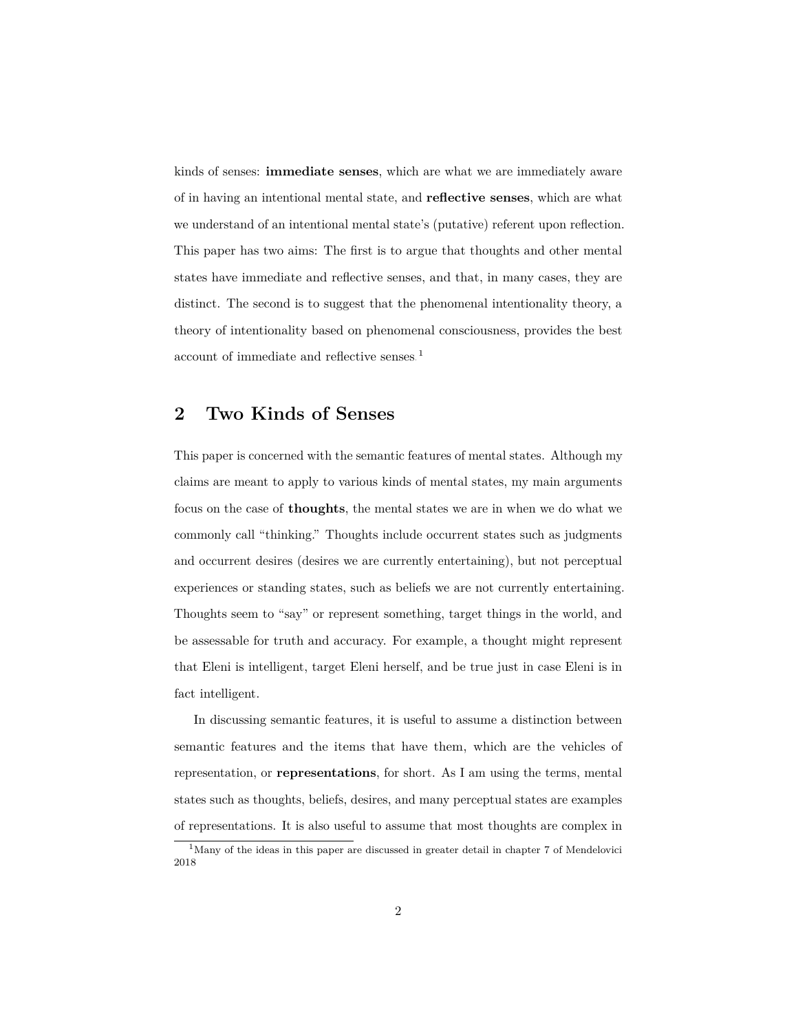kinds of senses: **immediate senses**, which are what we are immediately aware of in having an intentional mental state, and **reflective senses**, which are what we understand of an intentional mental state's (putative) referent upon reflection. This paper has two aims: The first is to argue that thoughts and other mental states have immediate and reflective senses, and that, in many cases, they are distinct. The second is to suggest that the phenomenal intentionality theory, a theory of intentionality based on phenomenal consciousness, provides the best account of immediate and reflective senses.[1]

## 2 Two Kinds of Senses

This paper is concerned with the semantic features of mental states. Although my claims are meant to apply to various kinds of mental states, my main arguments focus on the case of **thoughts**, the mental states we are in when we do what we commonly call "thinking." Thoughts include occurrent states such as judgments and occurrent desires (desires we are currently entertaining), but not perceptual experiences or standing states, such as beliefs we are not currently entertaining. Thoughts seem to "say" or represent something, target things in the world, and be assessable for truth and accuracy. For example, a thought might represent that Eleni is intelligent, target Eleni herself, and be true just in case Eleni is in fact intelligent.

In discussing semantic features, it is useful to assume a distinction between semantic features and the items that have them, which are the vehicles of representation, or **representations**, for short. As I am using the terms, mental states such as thoughts, beliefs, desires, and many perceptual states are examples of representations. It is also useful to assume that most thoughts are complex in

[1] Many of the ideas in this paper are discussed in greater detail in chapter 7 of Mendelovici 2018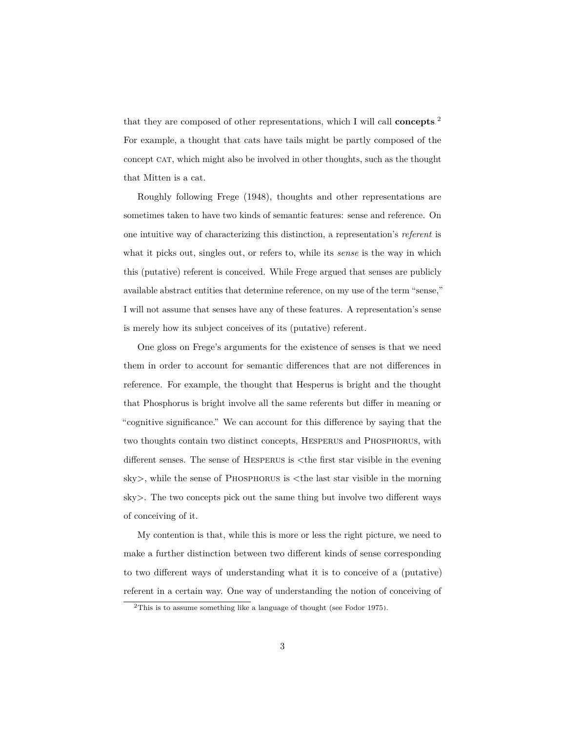that they are composed of other representations, which I will call **concepts**.[2] For example, a thought that cats have tails might be partly composed of the concept CAT, which might also be involved in other thoughts, such as the thought that Mitten is a cat.

Roughly following Frege (1948), thoughts and other representations are sometimes taken to have two kinds of semantic features: sense and reference. On one intuitive way of characterizing this distinction, a representation's *referent* is what it picks out, singles out, or refers to, while its *sense* is the way in which this (putative) referent is conceived. While Frege argued that senses are publicly available abstract entities that determine reference, on my use of the term "sense," I will not assume that senses have any of these features. A representation's sense is merely how its subject conceives of its (putative) referent.

One gloss on Frege's arguments for the existence of senses is that we need them in order to account for semantic differences that are not differences in reference. For example, the thought that Hesperus is bright and the thought that Phosphorus is bright involve all the same referents but differ in meaning or "cognitive significance." We can account for this difference by saying that the two thoughts contain two distinct concepts, HESPERUS and PHOSPHORUS, with different senses. The sense of HESPERUS is <the first star visible in the evening sky>, while the sense of PHOSPHORUS is <the last star visible in the morning sky>. The two concepts pick out the same thing but involve two different ways of conceiving of it.

My contention is that, while this is more or less the right picture, we need to make a further distinction between two different kinds of sense corresponding to two different ways of understanding what it is to conceive of a (putative) referent in a certain way. One way of understanding the notion of conceiving of

[2] This is to assume something like a language of thought (see Fodor 1975).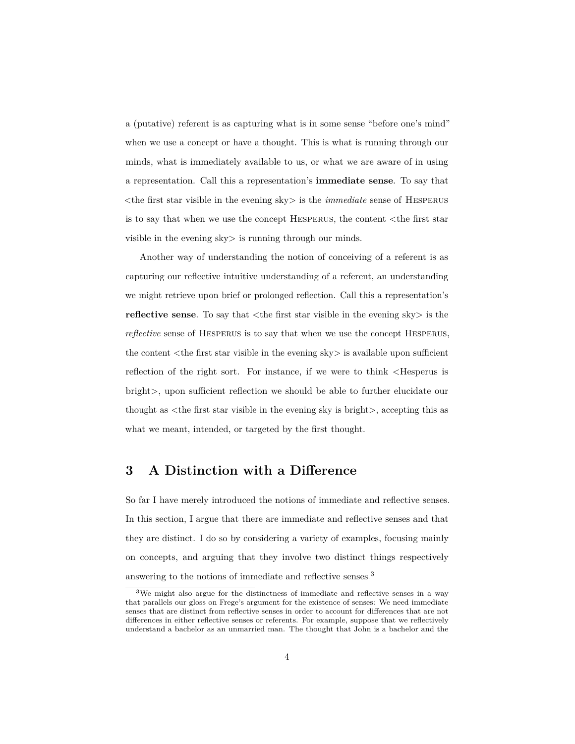a (putative) referent is as capturing what is in some sense "before one's mind" when we use a concept or have a thought. This is what is running through our minds, what is immediately available to us, or what we are aware of in using a representation. Call this a representation's **immediate sense**. To say that <the first star visible in the evening sky> is the *immediate* sense of HESPERUS is to say that when we use the concept HESPERUS, the content <the first star visible in the evening sky> is running through our minds.

Another way of understanding the notion of conceiving of a referent is as capturing our reflective intuitive understanding of a referent, an understanding we might retrieve upon brief or prolonged reflection. Call this a representation's **reflective sense**. To say that <the first star visible in the evening sky> is the *reflective* sense of HESPERUS is to say that when we use the concept HESPERUS, the content <the first star visible in the evening sky> is available upon sufficient reflection of the right sort. For instance, if we were to think <Hesperus is bright>, upon sufficient reflection we should be able to further elucidate our thought as <the first star visible in the evening sky is bright>, accepting this as what we meant, intended, or targeted by the first thought.

## 3 A Distinction with a Difference

So far I have merely introduced the notions of immediate and reflective senses. In this section, I argue that there are immediate and reflective senses and that they are distinct. I do so by considering a variety of examples, focusing mainly on concepts, and arguing that they involve two distinct things respectively answering to the notions of immediate and reflective senses.[3]

[3]We might also argue for the distinctness of immediate and reflective senses in a way that parallels our gloss on Frege's argument for the existence of senses: We need immediate senses that are distinct from reflective senses in order to account for differences that are not differences in either reflective senses or referents. For example, suppose that we reflectively understand a bachelor as an unmarried man. The thought that John is a bachelor and the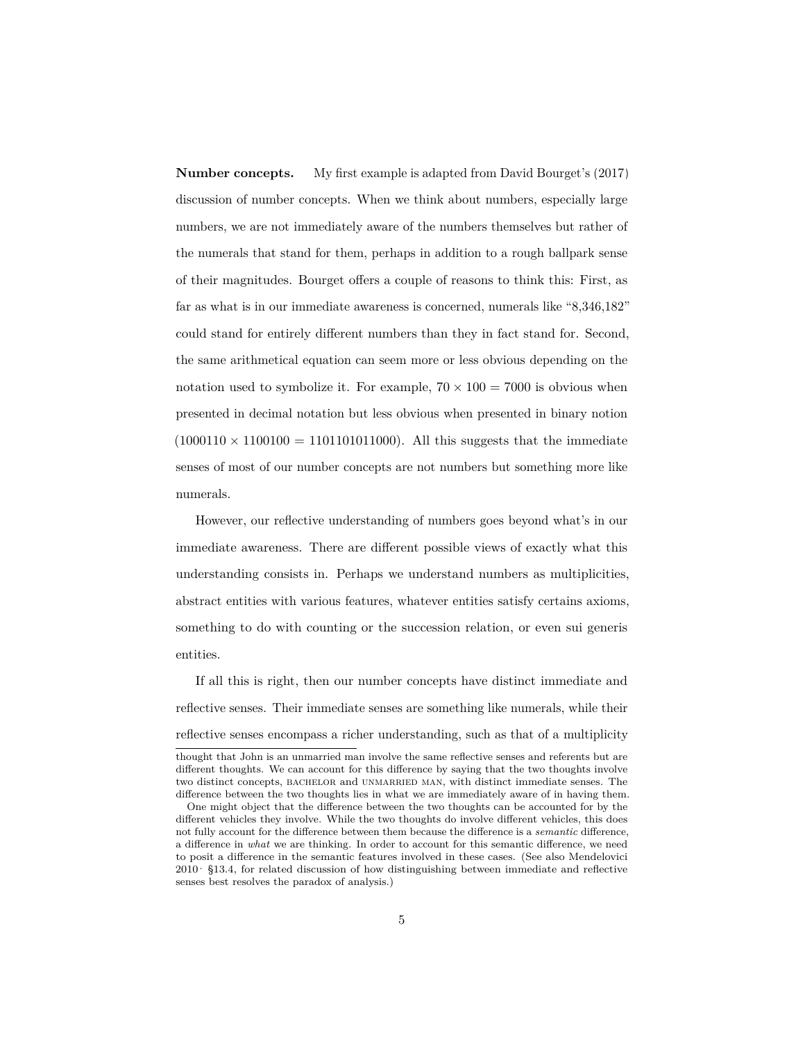**Number concepts.** My first example is adapted from David Bourget's (2017) discussion of number concepts. When we think about numbers, especially large numbers, we are not immediately aware of the numbers themselves but rather of the numerals that stand for them, perhaps in addition to a rough ballpark sense of their magnitudes. Bourget offers a couple of reasons to think this: First, as far as what is in our immediate awareness is concerned, numerals like "8,346,182" could stand for entirely different numbers than they in fact stand for. Second, the same arithmetical equation can seem more or less obvious depending on the notation used to symbolize it. For example, $70 \times 100 = 7000$ is obvious when presented in decimal notation but less obvious when presented in binary notion ($1000110 \times 1100100 = 1101101011000$). All this suggests that the immediate senses of most of our number concepts are not numbers but something more like numerals.

However, our reflective understanding of numbers goes beyond what's in our immediate awareness. There are different possible views of exactly what this understanding consists in. Perhaps we understand numbers as multiplicities, abstract entities with various features, whatever entities satisfy certains axioms, something to do with counting or the succession relation, or even sui generis entities.

If all this is right, then our number concepts have distinct immediate and reflective senses. Their immediate senses are something like numerals, while their reflective senses encompass a richer understanding, such as that of a multiplicity

thought that John is an unmarried man involve the same reflective senses and referents but are different thoughts. We can account for this difference by saying that the two thoughts involve two distinct concepts, BACHELOR and UNMARRIED MAN, with distinct immediate senses. The difference between the two thoughts lies in what we are immediately aware of in having them.

One might object that the difference between the two thoughts can be accounted for by the different vehicles they involve. While the two thoughts do involve different vehicles, this does not fully account for the difference between them because the difference is a *semantic* difference, a difference in *what* we are thinking. In order to account for this semantic difference, we need to posit a difference in the semantic features involved in these cases. (See also Mendelovici 2010· §13.4, for related discussion of how distinguishing between immediate and reflective senses best resolves the paradox of analysis.)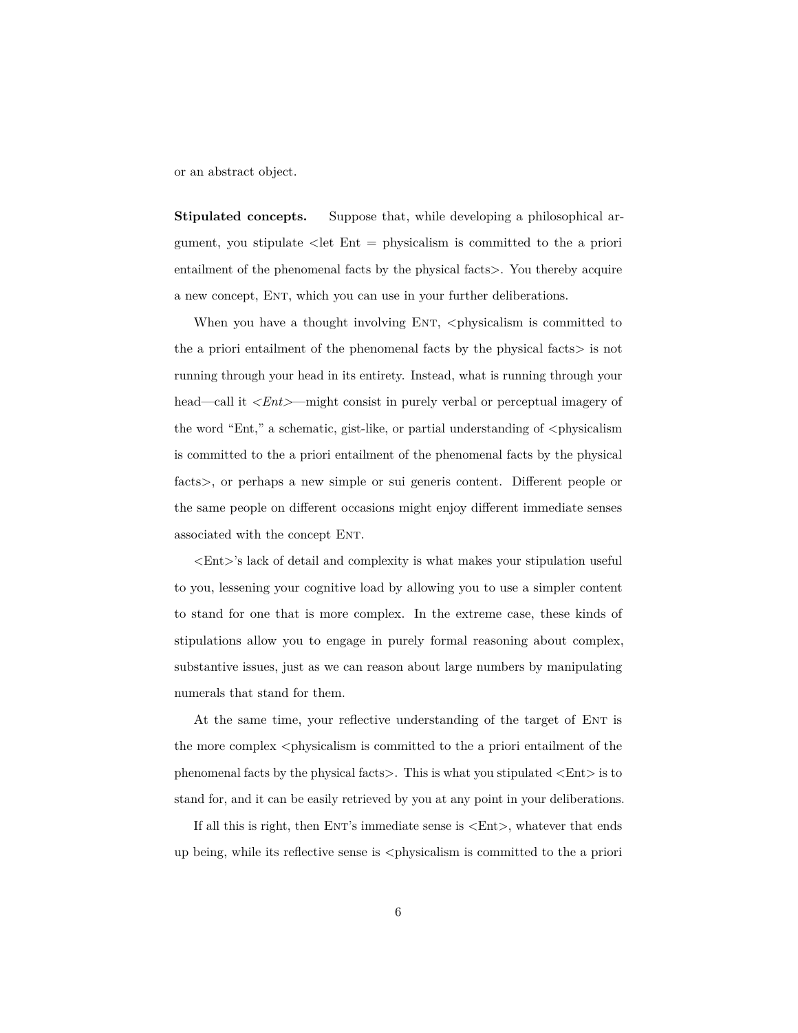or an abstract object.

**Stipulated concepts.** Suppose that, while developing a philosophical argument, you stipulate <let Ent = physicalism is committed to the a priori entailment of the phenomenal facts by the physical facts>. You thereby acquire a new concept, Ent, which you can use in your further deliberations.

When you have a thought involving Ent, <physicalism is committed to the a priori entailment of the phenomenal facts by the physical facts> is not running through your head in its entirety. Instead, what is running through your head—call it *<Ent>*—might consist in purely verbal or perceptual imagery of the word "Ent," a schematic, gist-like, or partial understanding of <physicalism is committed to the a priori entailment of the phenomenal facts by the physical facts>, or perhaps a new simple or sui generis content. Different people or the same people on different occasions might enjoy different immediate senses associated with the concept Ent.

<Ent>'s lack of detail and complexity is what makes your stipulation useful to you, lessening your cognitive load by allowing you to use a simpler content to stand for one that is more complex. In the extreme case, these kinds of stipulations allow you to engage in purely formal reasoning about complex, substantive issues, just as we can reason about large numbers by manipulating numerals that stand for them.

At the same time, your reflective understanding of the target of Ent is the more complex <physicalism is committed to the a priori entailment of the phenomenal facts by the physical facts>. This is what you stipulated <Ent> is to stand for, and it can be easily retrieved by you at any point in your deliberations.

If all this is right, then Ent's immediate sense is <Ent>, whatever that ends up being, while its reflective sense is <physicalism is committed to the a priori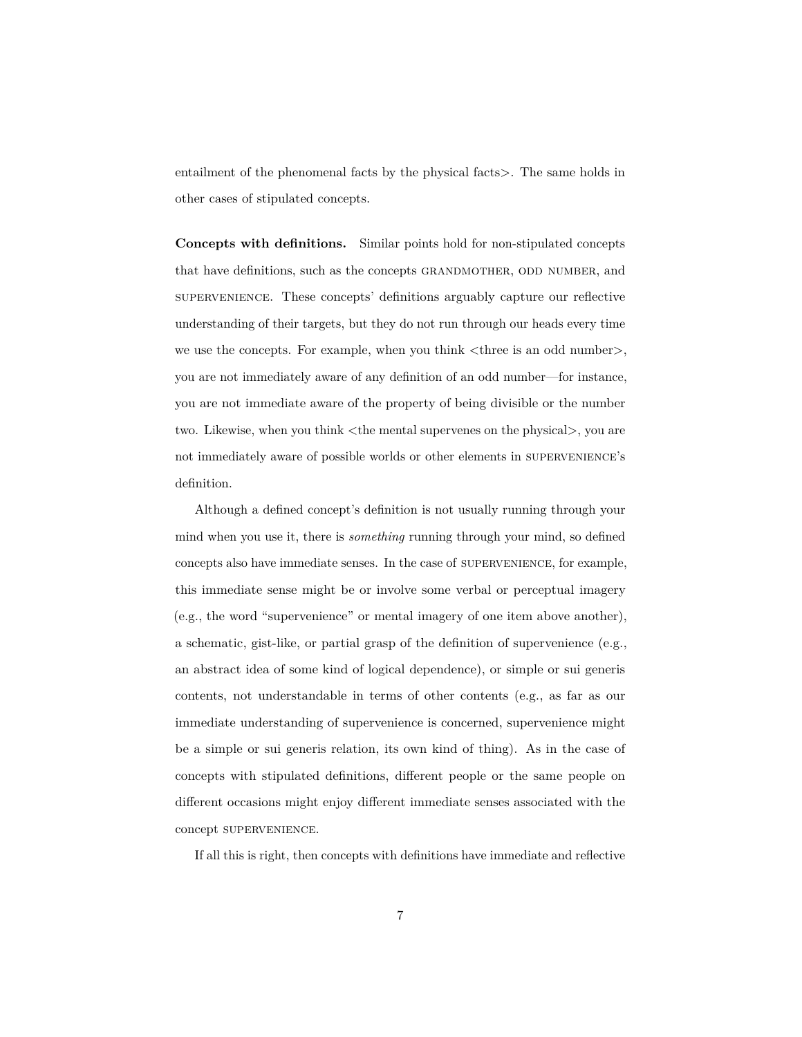entailment of the phenomenal facts by the physical facts>. The same holds in other cases of stipulated concepts.

**Concepts with definitions.** Similar points hold for non-stipulated concepts that have definitions, such as the concepts GRANDMOTHER, ODD NUMBER, and SUPERVENIENCE. These concepts' definitions arguably capture our reflective understanding of their targets, but they do not run through our heads every time we use the concepts. For example, when you think <three is an odd number>, you are not immediately aware of any definition of an odd number—for instance, you are not immediate aware of the property of being divisible or the number two. Likewise, when you think <the mental supervenes on the physical>, you are not immediately aware of possible worlds or other elements in SUPERVENIENCE's definition.

Although a defined concept's definition is not usually running through your mind when you use it, there is *something* running through your mind, so defined concepts also have immediate senses. In the case of SUPERVENIENCE, for example, this immediate sense might be or involve some verbal or perceptual imagery (e.g., the word "supervenience" or mental imagery of one item above another), a schematic, gist-like, or partial grasp of the definition of supervenience (e.g., an abstract idea of some kind of logical dependence), or simple or sui generis contents, not understandable in terms of other contents (e.g., as far as our immediate understanding of supervenience is concerned, supervenience might be a simple or sui generis relation, its own kind of thing). As in the case of concepts with stipulated definitions, different people or the same people on different occasions might enjoy different immediate senses associated with the concept SUPERVENIENCE.

If all this is right, then concepts with definitions have immediate and reflective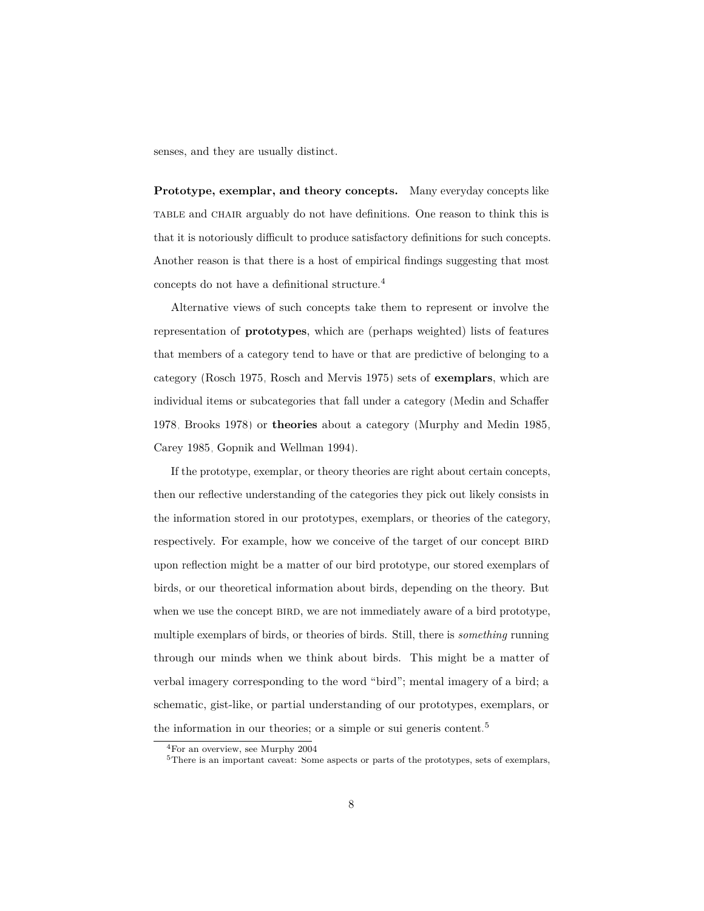senses, and they are usually distinct.

**Prototype, exemplar, and theory concepts.** Many everyday concepts like TABLE and CHAIR arguably do not have definitions. One reason to think this is that it is notoriously difficult to produce satisfactory definitions for such concepts. Another reason is that there is a host of empirical findings suggesting that most concepts do not have a definitional structure.[4]

Alternative views of such concepts take them to represent or involve the representation of **prototypes**, which are (perhaps weighted) lists of features that members of a category tend to have or that are predictive of belonging to a category (Rosch 1975, Rosch and Mervis 1975) sets of **exemplars**, which are individual items or subcategories that fall under a category (Medin and Schaffer 1978, Brooks 1978) or **theories** about a category (Murphy and Medin 1985, Carey 1985, Gopnik and Wellman 1994).

If the prototype, exemplar, or theory theories are right about certain concepts, then our reflective understanding of the categories they pick out likely consists in the information stored in our prototypes, exemplars, or theories of the category, respectively. For example, how we conceive of the target of our concept BIRD upon reflection might be a matter of our bird prototype, our stored exemplars of birds, or our theoretical information about birds, depending on the theory. But when we use the concept BIRD, we are not immediately aware of a bird prototype, multiple exemplars of birds, or theories of birds. Still, there is *something* running through our minds when we think about birds. This might be a matter of verbal imagery corresponding to the word "bird"; mental imagery of a bird; a schematic, gist-like, or partial understanding of our prototypes, exemplars, or the information in our theories; or a simple or sui generis content.[5]

[4] For an overview, see Murphy 2004

[5] There is an important caveat: Some aspects or parts of the prototypes, sets of exemplars,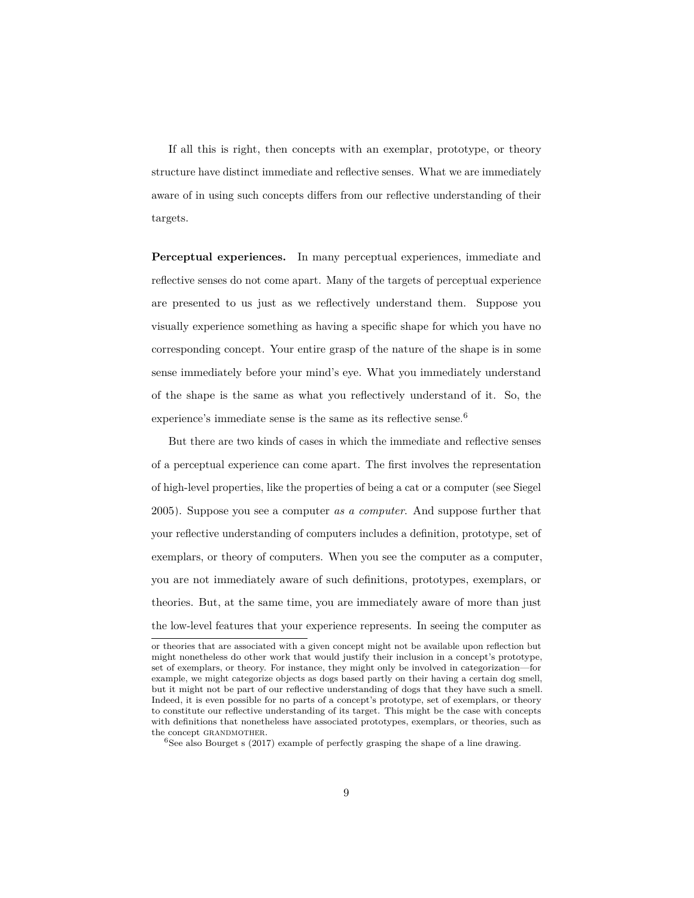If all this is right, then concepts with an exemplar, prototype, or theory structure have distinct immediate and reflective senses. What we are immediately aware of in using such concepts differs from our reflective understanding of their targets.

**Perceptual experiences.** In many perceptual experiences, immediate and reflective senses do not come apart. Many of the targets of perceptual experience are presented to us just as we reflectively understand them. Suppose you visually experience something as having a specific shape for which you have no corresponding concept. Your entire grasp of the nature of the shape is in some sense immediately before your mind's eye. What you immediately understand of the shape is the same as what you reflectively understand of it. So, the experience's immediate sense is the same as its reflective sense.[6]

But there are two kinds of cases in which the immediate and reflective senses of a perceptual experience can come apart. The first involves the representation of high-level properties, like the properties of being a cat or a computer (see Siegel 2005). Suppose you see a computer *as a computer*. And suppose further that your reflective understanding of computers includes a definition, prototype, set of exemplars, or theory of computers. When you see the computer as a computer, you are not immediately aware of such definitions, prototypes, exemplars, or theories. But, at the same time, you are immediately aware of more than just the low-level features that your experience represents. In seeing the computer as

---

or theories that are associated with a given concept might not be available upon reflection but might nonetheless do other work that would justify their inclusion in a concept's prototype, set of exemplars, or theory. For instance, they might only be involved in categorization—for example, we might categorize objects as dogs based partly on their having a certain dog smell, but it might not be part of our reflective understanding of dogs that they have such a smell. Indeed, it is even possible for no parts of a concept's prototype, set of exemplars, or theory to constitute our reflective understanding of its target. This might be the case with concepts with definitions that nonetheless have associated prototypes, exemplars, or theories, such as the concept GRANDMOTHER.

[6] See also Bourget s (2017) example of perfectly grasping the shape of a line drawing.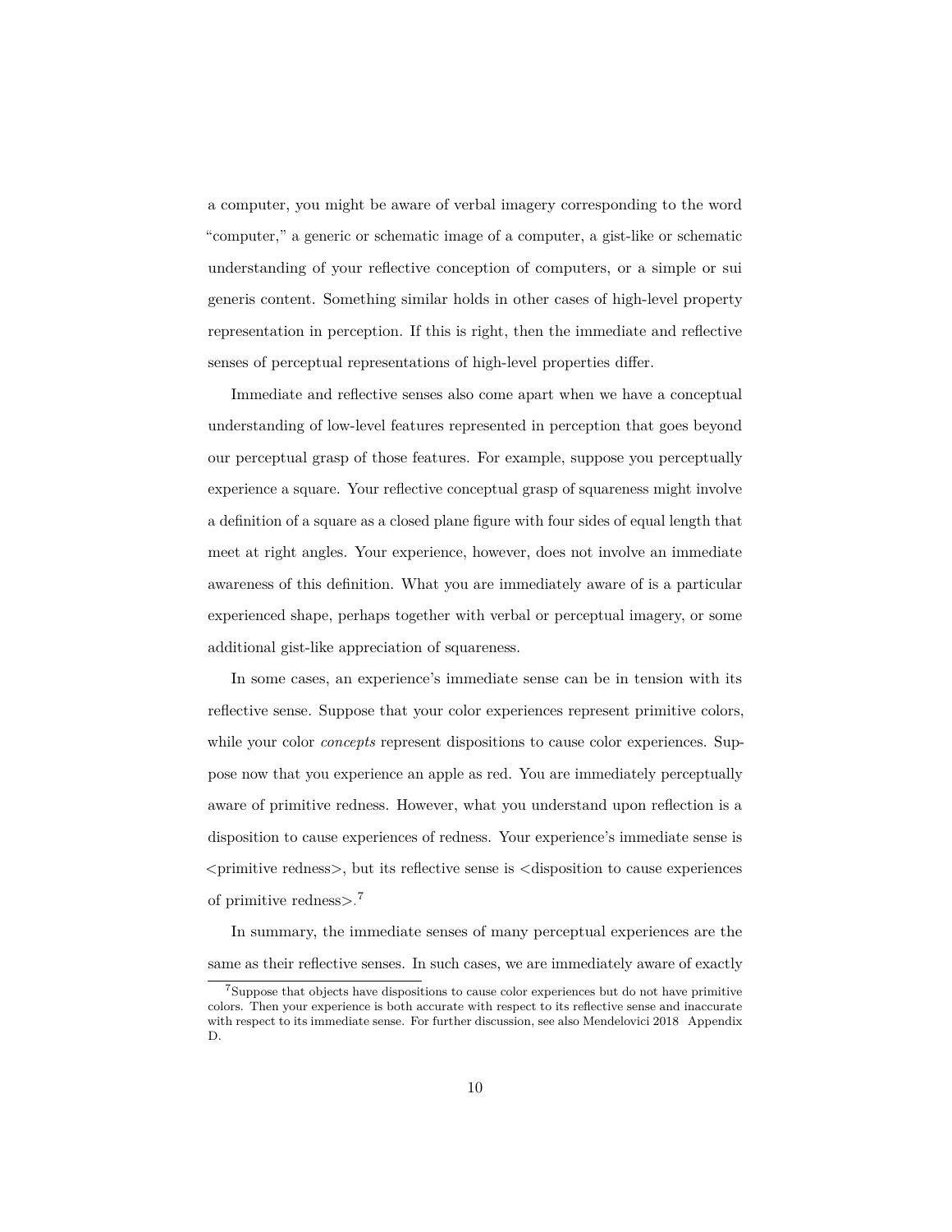a computer, you might be aware of verbal imagery corresponding to the word "computer," a generic or schematic image of a computer, a gist-like or schematic understanding of your reflective conception of computers, or a simple or sui generis content. Something similar holds in other cases of high-level property representation in perception. If this is right, then the immediate and reflective senses of perceptual representations of high-level properties differ.

Immediate and reflective senses also come apart when we have a conceptual understanding of low-level features represented in perception that goes beyond our perceptual grasp of those features. For example, suppose you perceptually experience a square. Your reflective conceptual grasp of squareness might involve a definition of a square as a closed plane figure with four sides of equal length that meet at right angles. Your experience, however, does not involve an immediate awareness of this definition. What you are immediately aware of is a particular experienced shape, perhaps together with verbal or perceptual imagery, or some additional gist-like appreciation of squareness.

In some cases, an experience's immediate sense can be in tension with its reflective sense. Suppose that your color experiences represent primitive colors, while your color *concepts* represent dispositions to cause color experiences. Suppose now that you experience an apple as red. You are immediately perceptually aware of primitive redness. However, what you understand upon reflection is a disposition to cause experiences of redness. Your experience's immediate sense is <primitive redness>, but its reflective sense is <disposition to cause experiences of primitive redness>.[7]

In summary, the immediate senses of many perceptual experiences are the same as their reflective senses. In such cases, we are immediately aware of exactly

[7] Suppose that objects have dispositions to cause color experiences but do not have primitive colors. Then your experience is both accurate with respect to its reflective sense and inaccurate with respect to its immediate sense. For further discussion, see also Mendelovici 2018 Appendix D.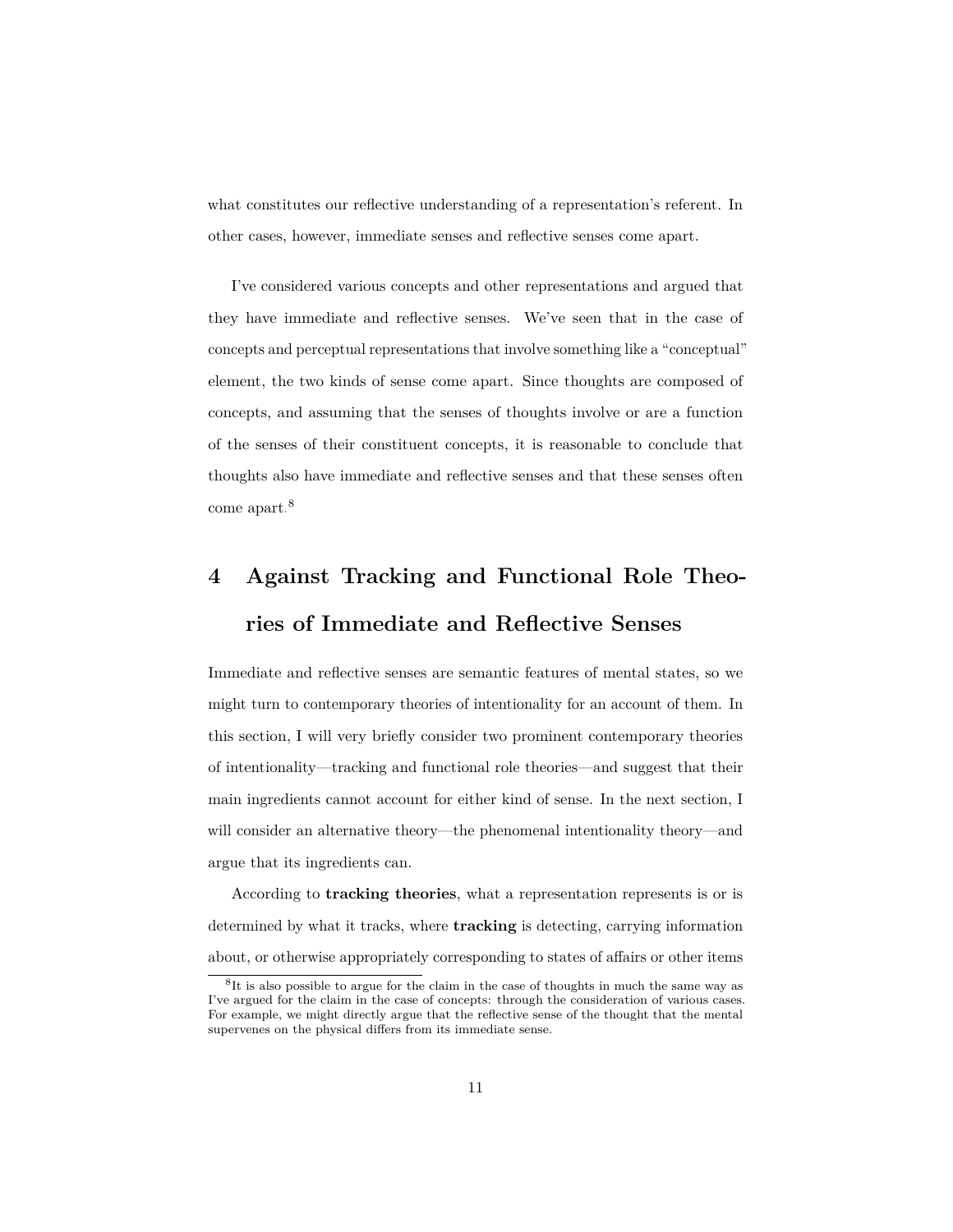what constitutes our reflective understanding of a representation's referent. In other cases, however, immediate senses and reflective senses come apart.

I've considered various concepts and other representations and argued that they have immediate and reflective senses. We've seen that in the case of concepts and perceptual representations that involve something like a "conceptual" element, the two kinds of sense come apart. Since thoughts are composed of concepts, and assuming that the senses of thoughts involve or are a function of the senses of their constituent concepts, it is reasonable to conclude that thoughts also have immediate and reflective senses and that these senses often come apart.[8]

## 4 Against Tracking and Functional Role Theories of Immediate and Reflective Senses

Immediate and reflective senses are semantic features of mental states, so we might turn to contemporary theories of intentionality for an account of them. In this section, I will very briefly consider two prominent contemporary theories of intentionality—tracking and functional role theories—and suggest that their main ingredients cannot account for either kind of sense. In the next section, I will consider an alternative theory—the phenomenal intentionality theory—and argue that its ingredients can.

According to **tracking theories**, what a representation represents is or is determined by what it tracks, where **tracking** is detecting, carrying information about, or otherwise appropriately corresponding to states of affairs or other items

[8] It is also possible to argue for the claim in the case of thoughts in much the same way as I've argued for the claim in the case of concepts: through the consideration of various cases. For example, we might directly argue that the reflective sense of the thought that the mental supervenes on the physical differs from its immediate sense.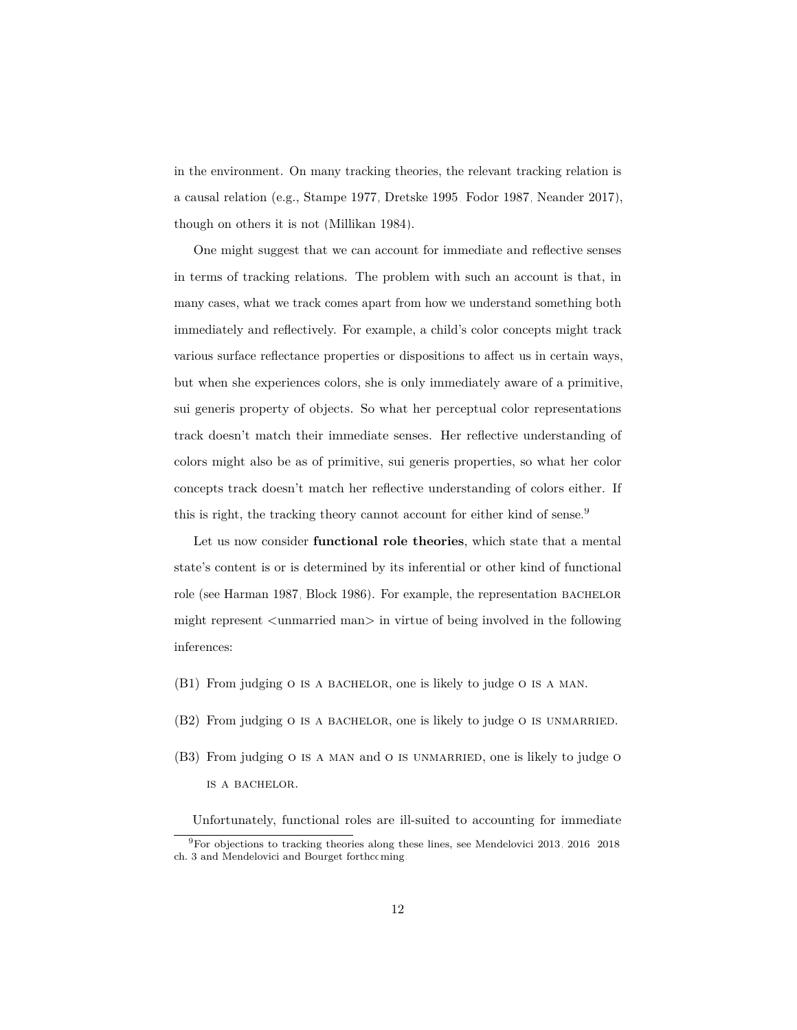in the environment. On many tracking theories, the relevant tracking relation is a causal relation (e.g., Stampe 1977, Dretske 1995, Fodor 1987, Neander 2017), though on others it is not (Millikan 1984).

One might suggest that we can account for immediate and reflective senses in terms of tracking relations. The problem with such an account is that, in many cases, what we track comes apart from how we understand something both immediately and reflectively. For example, a child's color concepts might track various surface reflectance properties or dispositions to affect us in certain ways, but when she experiences colors, she is only immediately aware of a primitive, sui generis property of objects. So what her perceptual color representations track doesn't match their immediate senses. Her reflective understanding of colors might also be as of primitive, sui generis properties, so what her color concepts track doesn't match her reflective understanding of colors either. If this is right, the tracking theory cannot account for either kind of sense.[9]

Let us now consider **functional role theories**, which state that a mental state's content is or is determined by its inferential or other kind of functional role (see Harman 1987, Block 1986). For example, the representation BACHELOR might represent <unmarried man> in virtue of being involved in the following inferences:

(B1) From judging O IS A BACHELOR, one is likely to judge O IS A MAN.

(B2) From judging O IS A BACHELOR, one is likely to judge O IS UNMARRIED.

(B3) From judging O IS A MAN and O IS UNMARRIED, one is likely to judge O IS A BACHELOR.

Unfortunately, functional roles are ill-suited to accounting for immediate

[9] For objections to tracking theories along these lines, see Mendelovici 2013, 2016, 2018 ch. 3 and Mendelovici and Bourget forthcoming.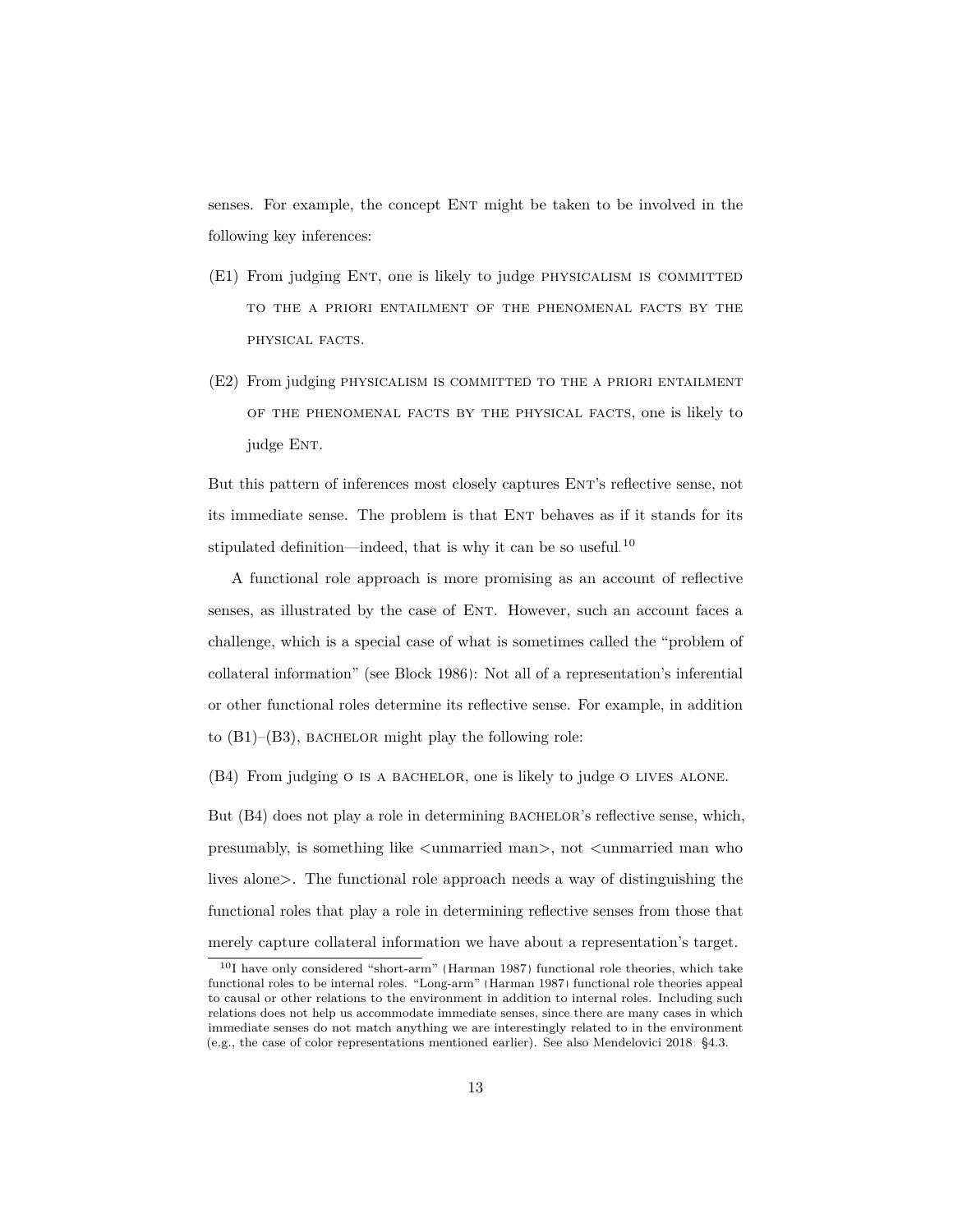senses. For example, the concept Ent might be taken to be involved in the following key inferences:

(E1) From judging Ent, one is likely to judge PHYSICALISM IS COMMITTED TO THE A PRIORI ENTAILMENT OF THE PHENOMENAL FACTS BY THE PHYSICAL FACTS.

(E2) From judging PHYSICALISM IS COMMITTED TO THE A PRIORI ENTAILMENT OF THE PHENOMENAL FACTS BY THE PHYSICAL FACTS, one is likely to judge Ent.

But this pattern of inferences most closely captures Ent's reflective sense, not its immediate sense. The problem is that Ent behaves as if it stands for its stipulated definition—indeed, that is why it can be so useful.[10]

A functional role approach is more promising as an account of reflective senses, as illustrated by the case of Ent. However, such an account faces a challenge, which is a special case of what is sometimes called the "problem of collateral information" (see Block 1986): Not all of a representation's inferential or other functional roles determine its reflective sense. For example, in addition to (B1)–(B3), BACHELOR might play the following role:

(B4) From judging O IS A BACHELOR, one is likely to judge O LIVES ALONE.

But (B4) does not play a role in determining BACHELOR's reflective sense, which, presumably, is something like <unmarried man>, not <unmarried man who lives alone>. The functional role approach needs a way of distinguishing the functional roles that play a role in determining reflective senses from those that merely capture collateral information we have about a representation's target.

[10] I have only considered "short-arm" (Harman 1987) functional role theories, which take functional roles to be internal roles. "Long-arm" (Harman 1987) functional role theories appeal to causal or other relations to the environment in addition to internal roles. Including such relations does not help us accommodate immediate senses, since there are many cases in which immediate senses do not match anything we are interestingly related to in the environment (e.g., the case of color representations mentioned earlier). See also Mendelovici 2018: §4.3.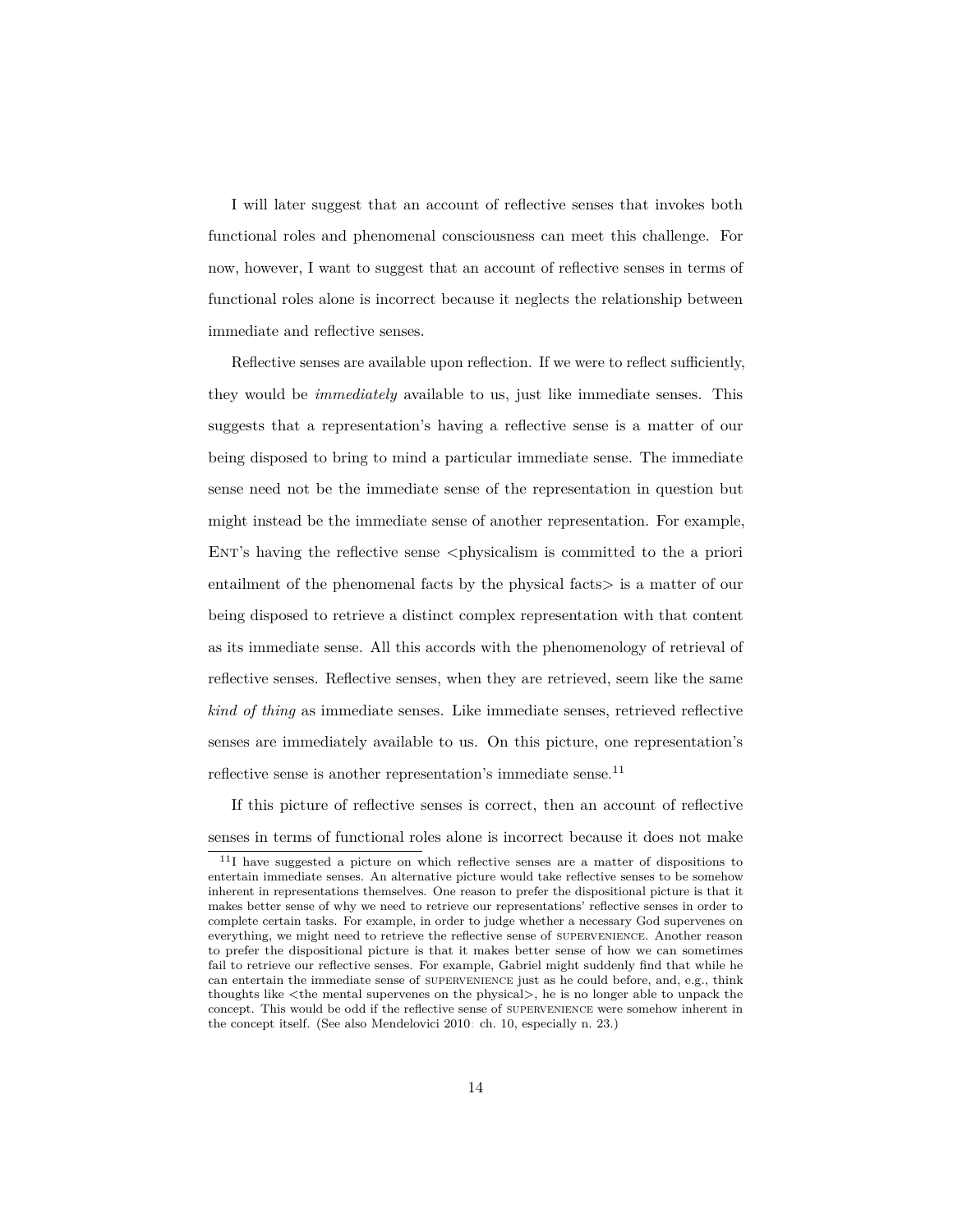I will later suggest that an account of reflective senses that invokes both functional roles and phenomenal consciousness can meet this challenge. For now, however, I want to suggest that an account of reflective senses in terms of functional roles alone is incorrect because it neglects the relationship between immediate and reflective senses.

Reflective senses are available upon reflection. If we were to reflect sufficiently, they would be *immediately* available to us, just like immediate senses. This suggests that a representation's having a reflective sense is a matter of our being disposed to bring to mind a particular immediate sense. The immediate sense need not be the immediate sense of the representation in question but might instead be the immediate sense of another representation. For example, ENT's having the reflective sense <physicalism is committed to the a priori entailment of the phenomenal facts by the physical facts> is a matter of our being disposed to retrieve a distinct complex representation with that content as its immediate sense. All this accords with the phenomenology of retrieval of reflective senses. Reflective senses, when they are retrieved, seem like the same *kind of thing* as immediate senses. Like immediate senses, retrieved reflective senses are immediately available to us. On this picture, one representation's reflective sense is another representation's immediate sense.[11]

If this picture of reflective senses is correct, then an account of reflective senses in terms of functional roles alone is incorrect because it does not make

[11] I have suggested a picture on which reflective senses are a matter of dispositions to entertain immediate senses. An alternative picture would take reflective senses to be somehow inherent in representations themselves. One reason to prefer the dispositional picture is that it makes better sense of why we need to retrieve our representations' reflective senses in order to complete certain tasks. For example, in order to judge whether a necessary God supervenes on everything, we might need to retrieve the reflective sense of SUPERVENIENCE. Another reason to prefer the dispositional picture is that it makes better sense of how we can sometimes fail to retrieve our reflective senses. For example, Gabriel might suddenly find that while he can entertain the immediate sense of SUPERVENIENCE just as he could before, and, e.g., think thoughts like <the mental supervenes on the physical>, he is no longer able to unpack the concept. This would be odd if the reflective sense of SUPERVENIENCE were somehow inherent in the concept itself. (See also Mendelovici 2010: ch. 10, especially n. 23.)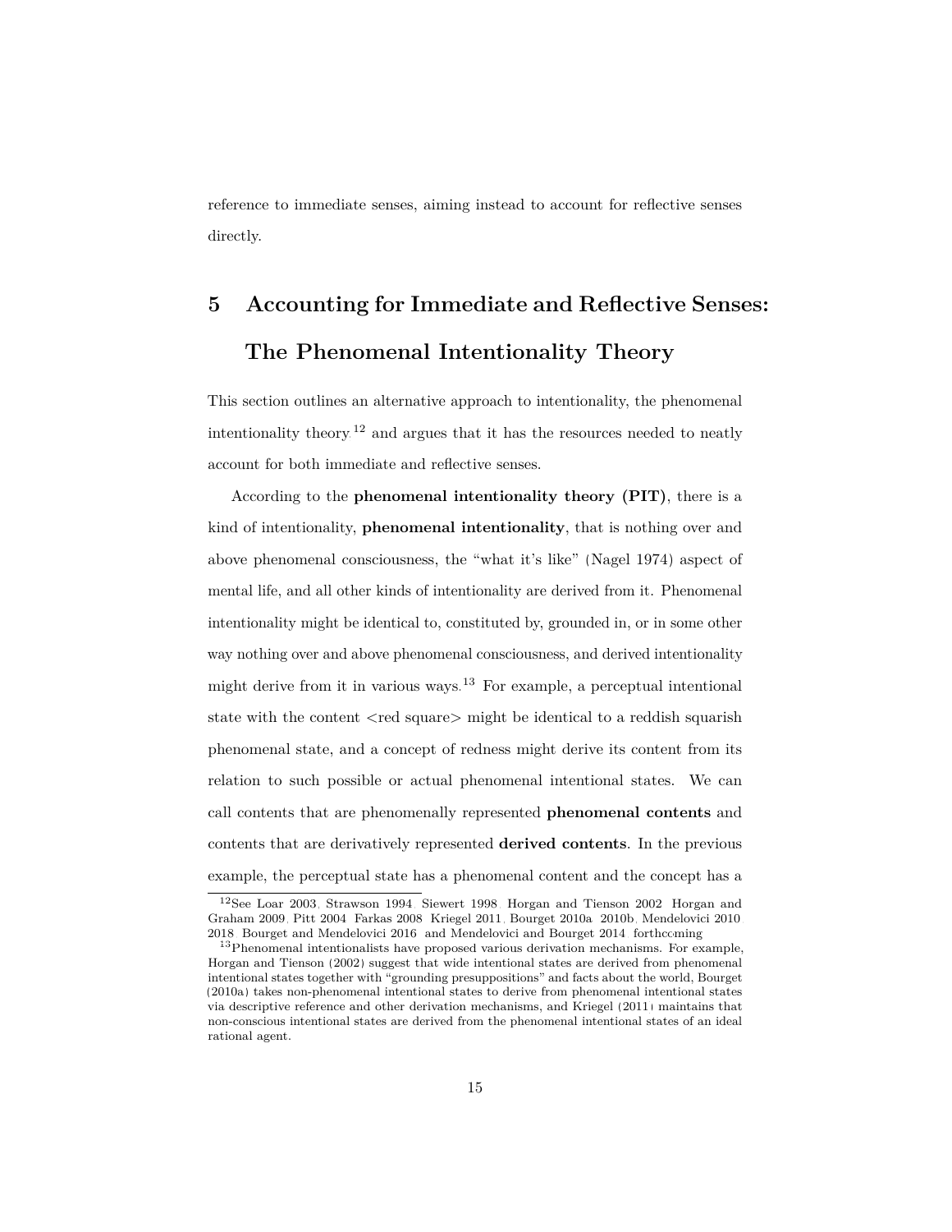reference to immediate senses, aiming instead to account for reflective senses directly.

## 5 Accounting for Immediate and Reflective Senses: The Phenomenal Intentionality Theory

This section outlines an alternative approach to intentionality, the phenomenal intentionality theory,[12] and argues that it has the resources needed to neatly account for both immediate and reflective senses.

According to the **phenomenal intentionality theory (PIT)**, there is a kind of intentionality, **phenomenal intentionality**, that is nothing over and above phenomenal consciousness, the "what it's like" (Nagel 1974) aspect of mental life, and all other kinds of intentionality are derived from it. Phenomenal intentionality might be identical to, constituted by, grounded in, or in some other way nothing over and above phenomenal consciousness, and derived intentionality might derive from it in various ways.[13] For example, a perceptual intentional state with the content <red square> might be identical to a reddish squarish phenomenal state, and a concept of redness might derive its content from its relation to such possible or actual phenomenal intentional states. We can call contents that are phenomenally represented **phenomenal contents** and contents that are derivatively represented **derived contents**. In the previous example, the perceptual state has a phenomenal content and the concept has a

[12] See Loar 2003, Strawson 1994, Siewert 1998, Horgan and Tienson 2002, Horgan and Graham 2009, Pitt 2004, Farkas 2008, Kriegel 2011, Bourget 2010a, 2010b, Mendelovici 2010, 2018, Bourget and Mendelovici 2016, and Mendelovici and Bourget 2014, forthcoming.

[13] Phenomenal intentionalists have proposed various derivation mechanisms. For example, Horgan and Tienson (2002) suggest that wide intentional states are derived from phenomenal intentional states together with "grounding presuppositions" and facts about the world, Bourget (2010a) takes non-phenomenal intentional states to derive from phenomenal intentional states via descriptive reference and other derivation mechanisms, and Kriegel (2011) maintains that non-conscious intentional states are derived from the phenomenal intentional states of an ideal rational agent.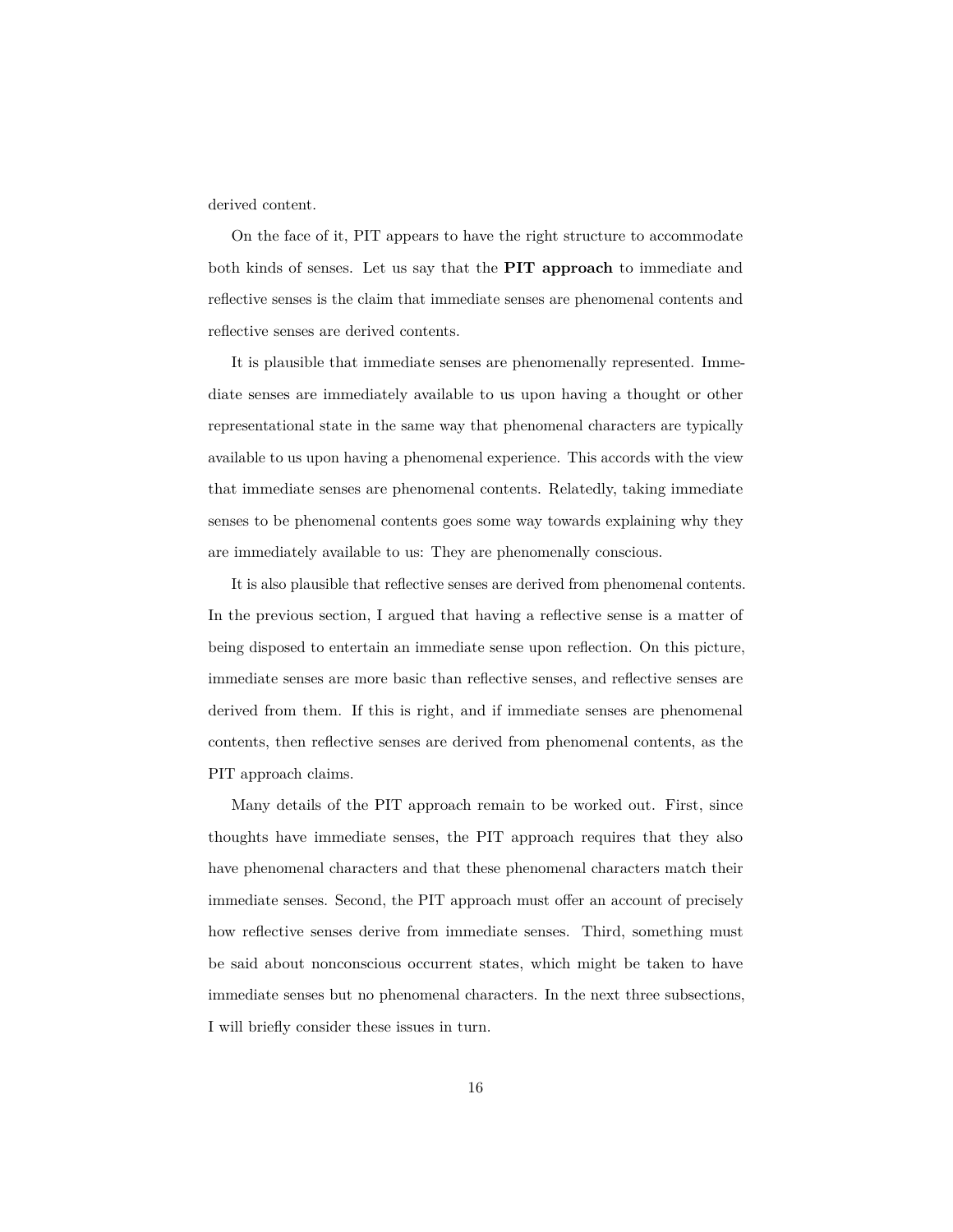derived content.

On the face of it, PIT appears to have the right structure to accommodate both kinds of senses. Let us say that the **PIT approach** to immediate and reflective senses is the claim that immediate senses are phenomenal contents and reflective senses are derived contents.

It is plausible that immediate senses are phenomenally represented. Immediate senses are immediately available to us upon having a thought or other representational state in the same way that phenomenal characters are typically available to us upon having a phenomenal experience. This accords with the view that immediate senses are phenomenal contents. Relatedly, taking immediate senses to be phenomenal contents goes some way towards explaining why they are immediately available to us: They are phenomenally conscious.

It is also plausible that reflective senses are derived from phenomenal contents. In the previous section, I argued that having a reflective sense is a matter of being disposed to entertain an immediate sense upon reflection. On this picture, immediate senses are more basic than reflective senses, and reflective senses are derived from them. If this is right, and if immediate senses are phenomenal contents, then reflective senses are derived from phenomenal contents, as the PIT approach claims.

Many details of the PIT approach remain to be worked out. First, since thoughts have immediate senses, the PIT approach requires that they also have phenomenal characters and that these phenomenal characters match their immediate senses. Second, the PIT approach must offer an account of precisely how reflective senses derive from immediate senses. Third, something must be said about nonconscious occurrent states, which might be taken to have immediate senses but no phenomenal characters. In the next three subsections, I will briefly consider these issues in turn.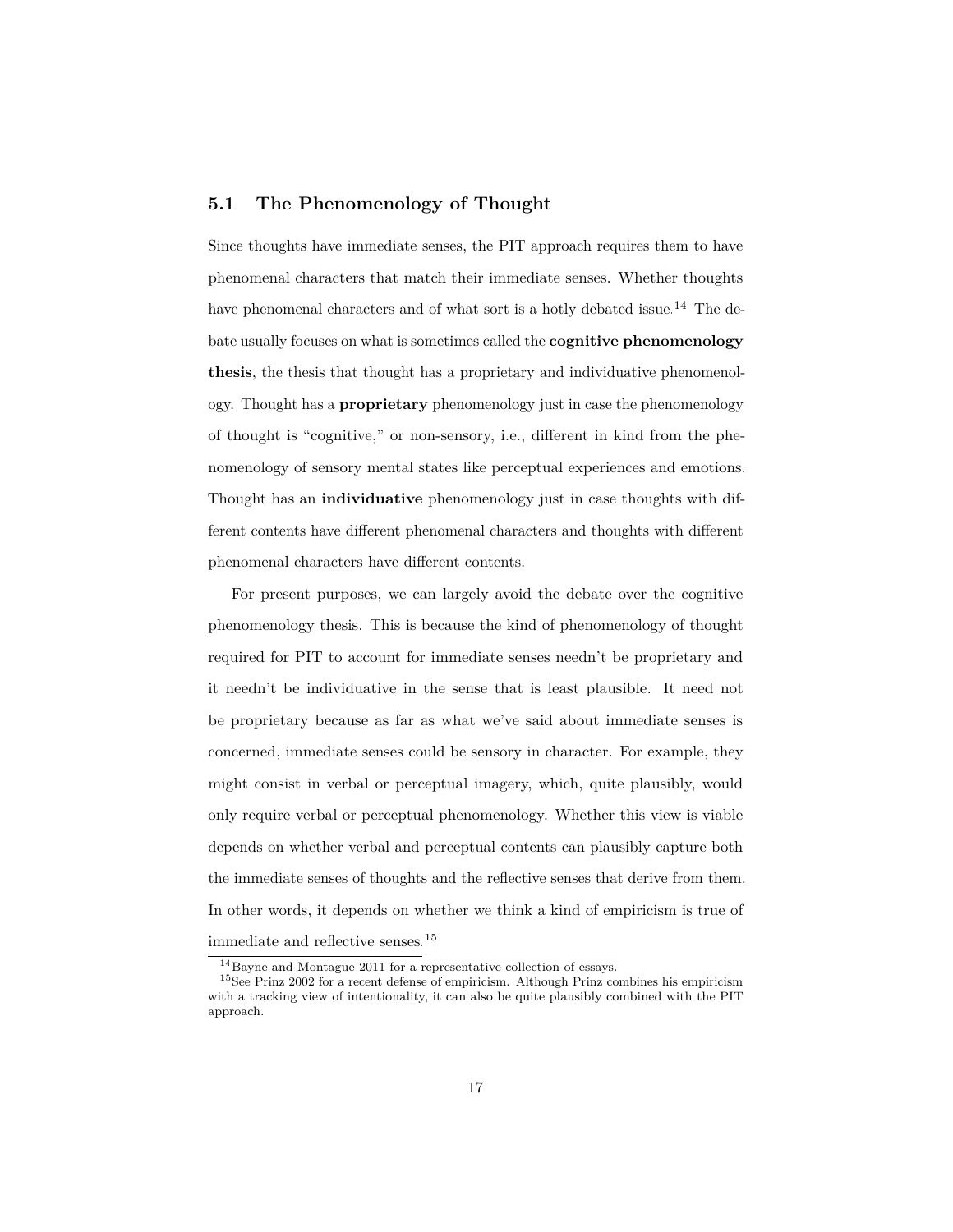### 5.1 The Phenomenology of Thought

Since thoughts have immediate senses, the PIT approach requires them to have phenomenal characters that match their immediate senses. Whether thoughts have phenomenal characters and of what sort is a hotly debated issue.[14] The debate usually focuses on what is sometimes called the **cognitive phenomenology thesis**, the thesis that thought has a proprietary and individuative phenomenology. Thought has a **proprietary** phenomenology just in case the phenomenology of thought is "cognitive," or non-sensory, i.e., different in kind from the phenomenology of sensory mental states like perceptual experiences and emotions. Thought has an **individuative** phenomenology just in case thoughts with different contents have different phenomenal characters and thoughts with different phenomenal characters have different contents.

For present purposes, we can largely avoid the debate over the cognitive phenomenology thesis. This is because the kind of phenomenology of thought required for PIT to account for immediate senses needn't be proprietary and it needn't be individuative in the sense that is least plausible. It need not be proprietary because as far as what we've said about immediate senses is concerned, immediate senses could be sensory in character. For example, they might consist in verbal or perceptual imagery, which, quite plausibly, would only require verbal or perceptual phenomenology. Whether this view is viable depends on whether verbal and perceptual contents can plausibly capture both the immediate senses of thoughts and the reflective senses that derive from them. In other words, it depends on whether we think a kind of empiricism is true of immediate and reflective senses.[15]

[14] Bayne and Montague 2011 for a representative collection of essays.

[15] See Prinz 2002 for a recent defense of empiricism. Although Prinz combines his empiricism with a tracking view of intentionality, it can also be quite plausibly combined with the PIT approach.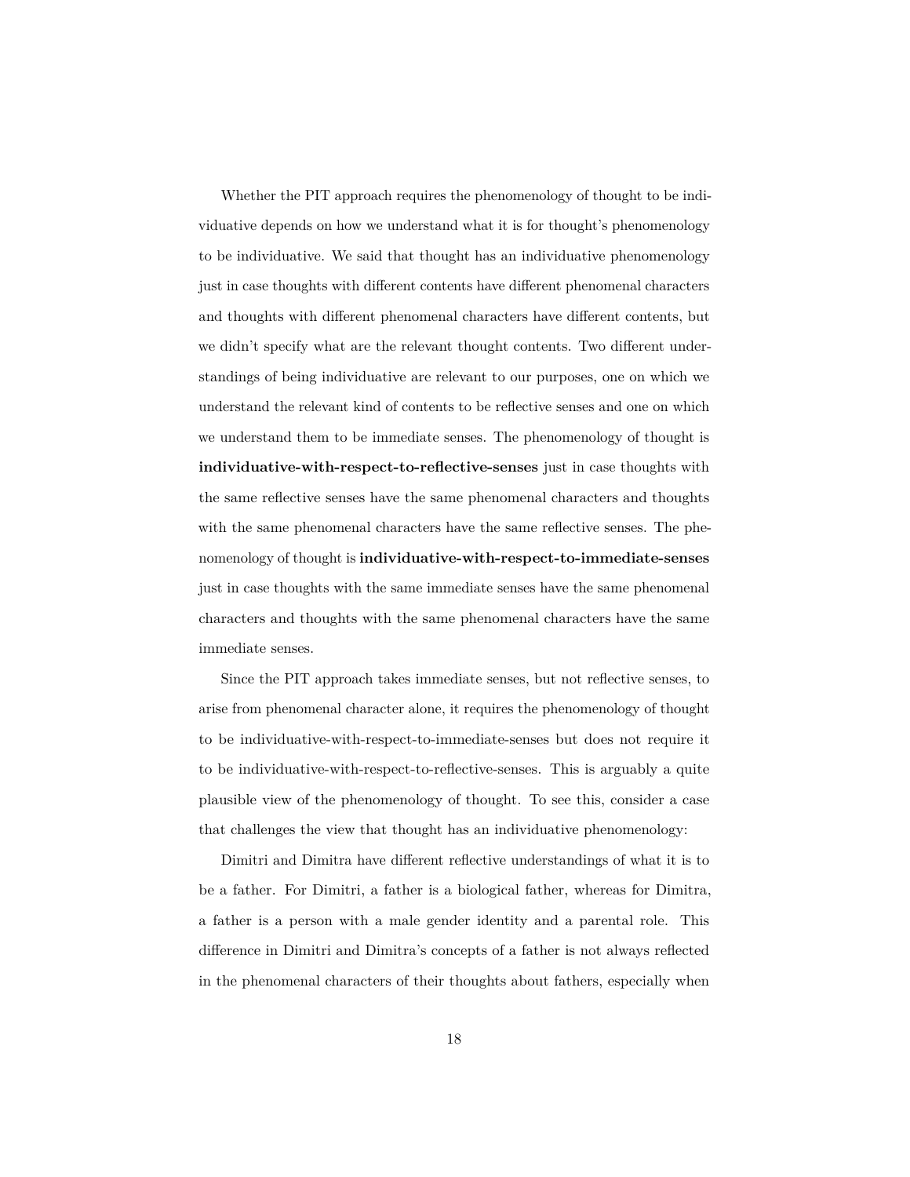Whether the PIT approach requires the phenomenology of thought to be individuative depends on how we understand what it is for thought's phenomenology to be individuative. We said that thought has an individuative phenomenology just in case thoughts with different contents have different phenomenal characters and thoughts with different phenomenal characters have different contents, but we didn't specify what are the relevant thought contents. Two different understandings of being individuative are relevant to our purposes, one on which we understand the relevant kind of contents to be reflective senses and one on which we understand them to be immediate senses. The phenomenology of thought is **individuative-with-respect-to-reflective-senses** just in case thoughts with the same reflective senses have the same phenomenal characters and thoughts with the same phenomenal characters have the same reflective senses. The phenomenology of thought is **individuative-with-respect-to-immediate-senses** just in case thoughts with the same immediate senses have the same phenomenal characters and thoughts with the same phenomenal characters have the same immediate senses.

Since the PIT approach takes immediate senses, but not reflective senses, to arise from phenomenal character alone, it requires the phenomenology of thought to be individuative-with-respect-to-immediate-senses but does not require it to be individuative-with-respect-to-reflective-senses. This is arguably a quite plausible view of the phenomenology of thought. To see this, consider a case that challenges the view that thought has an individuative phenomenology:

Dimitri and Dimitra have different reflective understandings of what it is to be a father. For Dimitri, a father is a biological father, whereas for Dimitra, a father is a person with a male gender identity and a parental role. This difference in Dimitri and Dimitra's concepts of a father is not always reflected in the phenomenal characters of their thoughts about fathers, especially when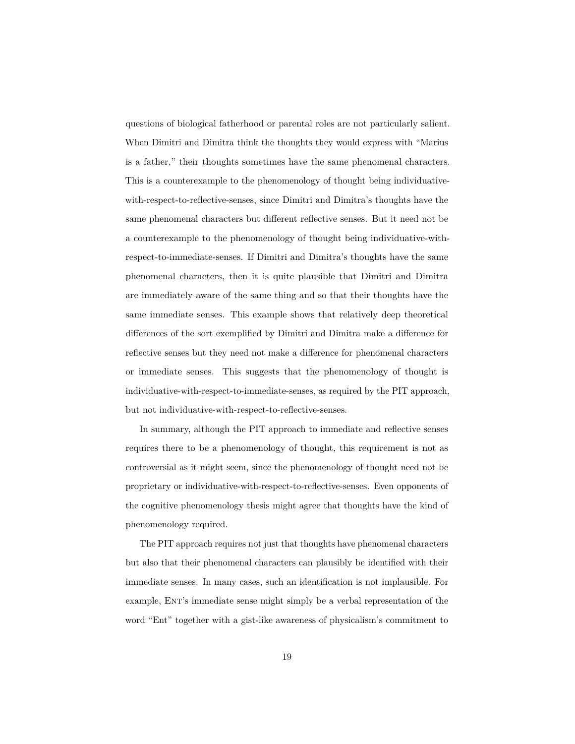questions of biological fatherhood or parental roles are not particularly salient. When Dimitri and Dimitra think the thoughts they would express with "Marius is a father," their thoughts sometimes have the same phenomenal characters. This is a counterexample to the phenomenology of thought being individuative-with-respect-to-reflective-senses, since Dimitri and Dimitra's thoughts have the same phenomenal characters but different reflective senses. But it need not be a counterexample to the phenomenology of thought being individuative-with-respect-to-immediate-senses. If Dimitri and Dimitra's thoughts have the same phenomenal characters, then it is quite plausible that Dimitri and Dimitra are immediately aware of the same thing and so that their thoughts have the same immediate senses. This example shows that relatively deep theoretical differences of the sort exemplified by Dimitri and Dimitra make a difference for reflective senses but they need not make a difference for phenomenal characters or immediate senses. This suggests that the phenomenology of thought is individuative-with-respect-to-immediate-senses, as required by the PIT approach, but not individuative-with-respect-to-reflective-senses.

In summary, although the PIT approach to immediate and reflective senses requires there to be a phenomenology of thought, this requirement is not as controversial as it might seem, since the phenomenology of thought need not be proprietary or individuative-with-respect-to-reflective-senses. Even opponents of the cognitive phenomenology thesis might agree that thoughts have the kind of phenomenology required.

The PIT approach requires not just that thoughts have phenomenal characters but also that their phenomenal characters can plausibly be identified with their immediate senses. In many cases, such an identification is not implausible. For example, ENT's immediate sense might simply be a verbal representation of the word "Ent" together with a gist-like awareness of physicalism's commitment to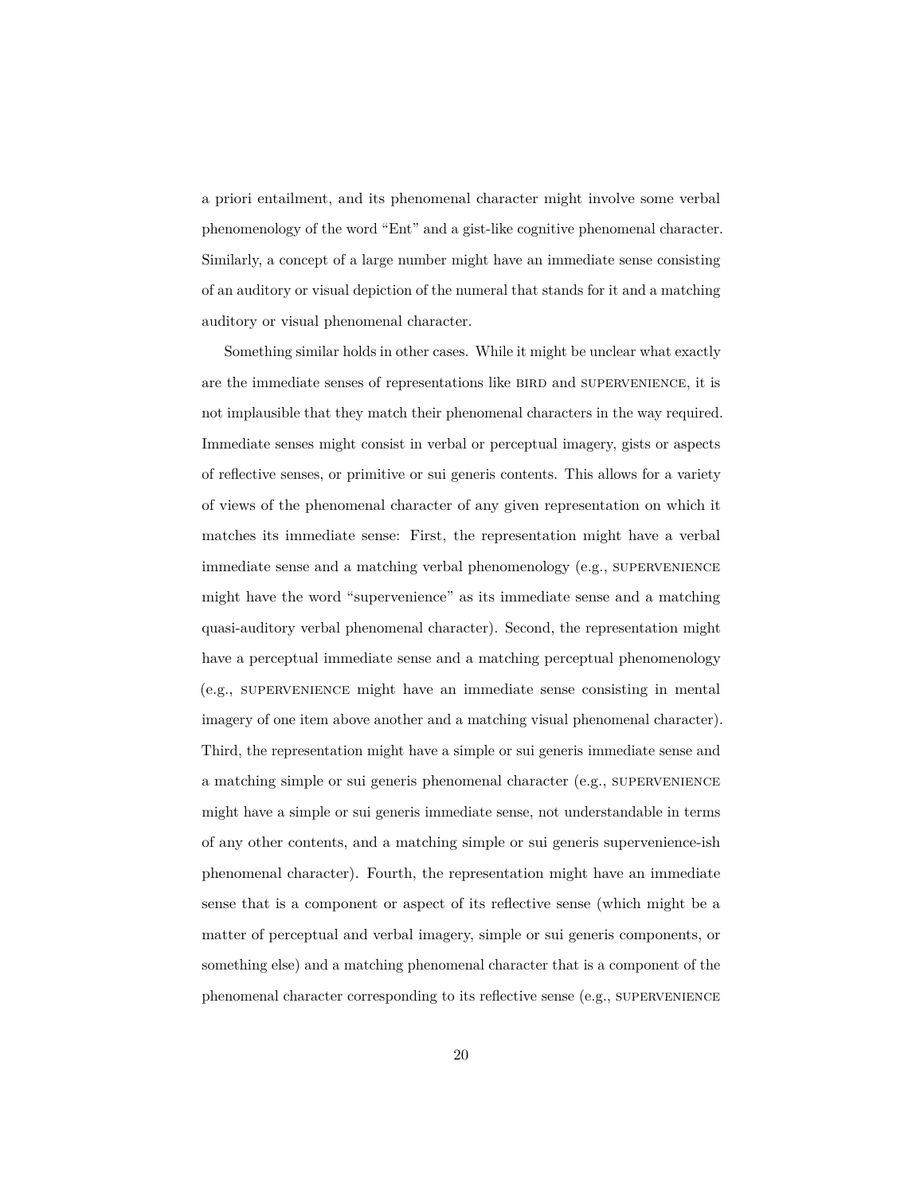a priori entailment, and its phenomenal character might involve some verbal phenomenology of the word "Ent" and a gist-like cognitive phenomenal character. Similarly, a concept of a large number might have an immediate sense consisting of an auditory or visual depiction of the numeral that stands for it and a matching auditory or visual phenomenal character.

Something similar holds in other cases. While it might be unclear what exactly are the immediate senses of representations like BIRD and SUPERVENIENCE, it is not implausible that they match their phenomenal characters in the way required. Immediate senses might consist in verbal or perceptual imagery, gists or aspects of reflective senses, or primitive or sui generis contents. This allows for a variety of views of the phenomenal character of any given representation on which it matches its immediate sense: First, the representation might have a verbal immediate sense and a matching verbal phenomenology (e.g., SUPERVENIENCE might have the word "supervenience" as its immediate sense and a matching quasi-auditory verbal phenomenal character). Second, the representation might have a perceptual immediate sense and a matching perceptual phenomenology (e.g., SUPERVENIENCE might have an immediate sense consisting in mental imagery of one item above another and a matching visual phenomenal character). Third, the representation might have a simple or sui generis immediate sense and a matching simple or sui generis phenomenal character (e.g., SUPERVENIENCE might have a simple or sui generis immediate sense, not understandable in terms of any other contents, and a matching simple or sui generis supervenience-ish phenomenal character). Fourth, the representation might have an immediate sense that is a component or aspect of its reflective sense (which might be a matter of perceptual and verbal imagery, simple or sui generis components, or something else) and a matching phenomenal character that is a component of the phenomenal character corresponding to its reflective sense (e.g., SUPERVENIENCE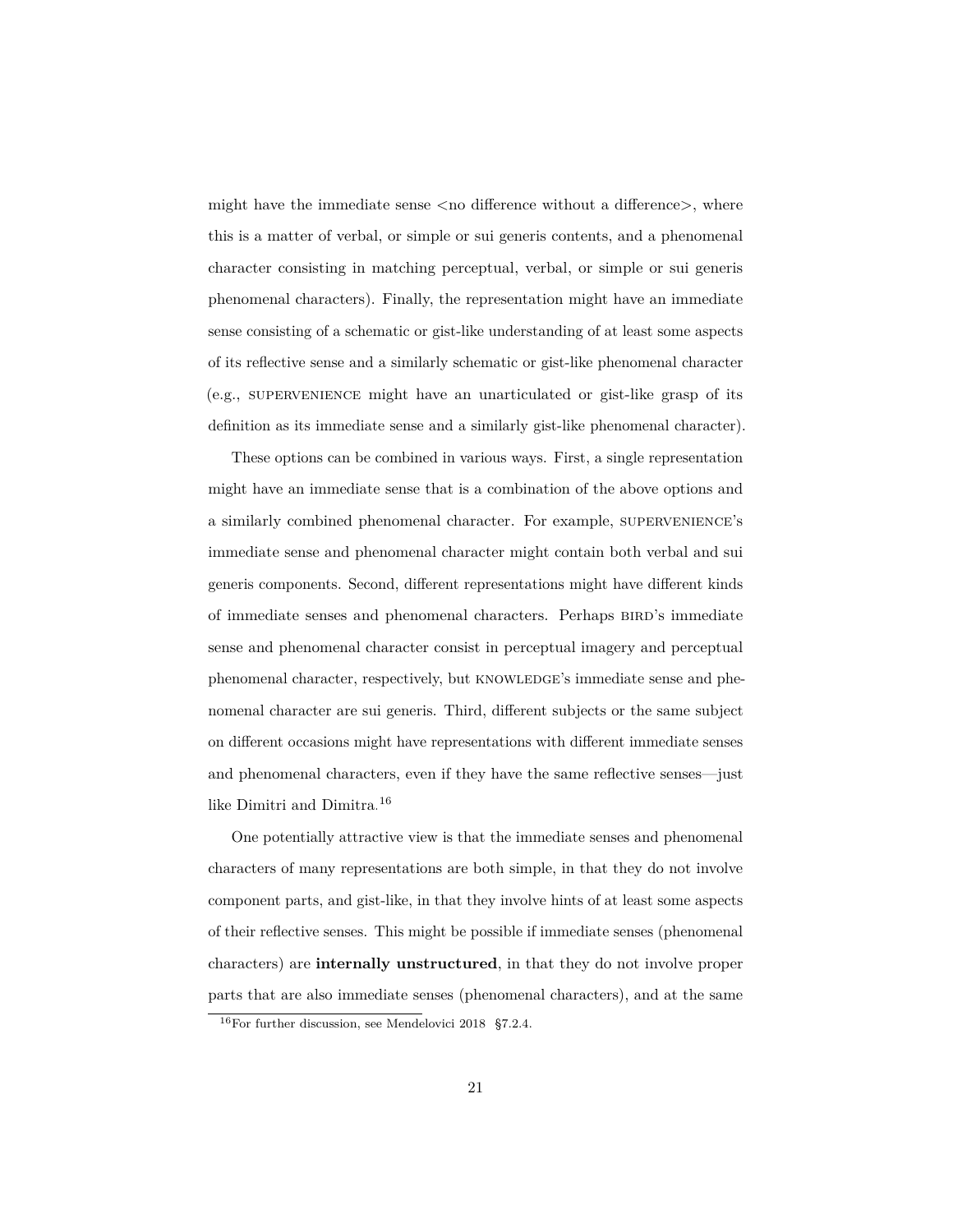might have the immediate sense <no difference without a difference>, where this is a matter of verbal, or simple or sui generis contents, and a phenomenal character consisting in matching perceptual, verbal, or simple or sui generis phenomenal characters). Finally, the representation might have an immediate sense consisting of a schematic or gist-like understanding of at least some aspects of its reflective sense and a similarly schematic or gist-like phenomenal character (e.g., SUPERVENIENCE might have an unarticulated or gist-like grasp of its definition as its immediate sense and a similarly gist-like phenomenal character).

These options can be combined in various ways. First, a single representation might have an immediate sense that is a combination of the above options and a similarly combined phenomenal character. For example, SUPERVENIENCE's immediate sense and phenomenal character might contain both verbal and sui generis components. Second, different representations might have different kinds of immediate senses and phenomenal characters. Perhaps BIRD's immediate sense and phenomenal character consist in perceptual imagery and perceptual phenomenal character, respectively, but KNOWLEDGE's immediate sense and phenomenal character are sui generis. Third, different subjects or the same subject on different occasions might have representations with different immediate senses and phenomenal characters, even if they have the same reflective senses—just like Dimitri and Dimitra.[16]

One potentially attractive view is that the immediate senses and phenomenal characters of many representations are both simple, in that they do not involve component parts, and gist-like, in that they involve hints of at least some aspects of their reflective senses. This might be possible if immediate senses (phenomenal characters) are **internally unstructured**, in that they do not involve proper parts that are also immediate senses (phenomenal characters), and at the same

[16]For further discussion, see Mendelovici 2018 §7.2.4.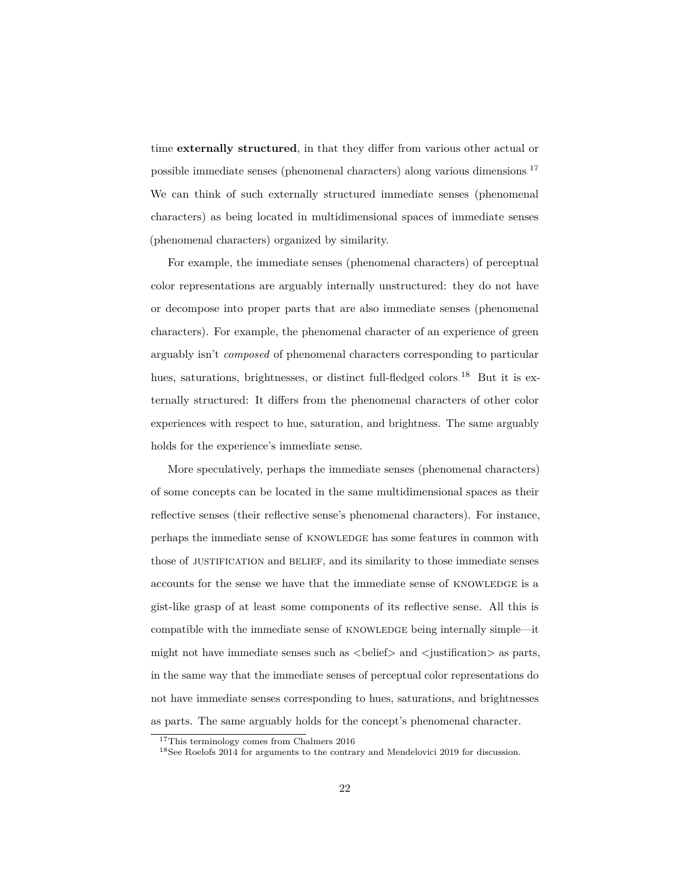time **externally structured**, in that they differ from various other actual or possible immediate senses (phenomenal characters) along various dimensions.[17] We can think of such externally structured immediate senses (phenomenal characters) as being located in multidimensional spaces of immediate senses (phenomenal characters) organized by similarity.

For example, the immediate senses (phenomenal characters) of perceptual color representations are arguably internally unstructured: they do not have or decompose into proper parts that are also immediate senses (phenomenal characters). For example, the phenomenal character of an experience of green arguably isn't *composed* of phenomenal characters corresponding to particular hues, saturations, brightnesses, or distinct full-fledged colors.[18] But it is externally structured: It differs from the phenomenal characters of other color experiences with respect to hue, saturation, and brightness. The same arguably holds for the experience's immediate sense.

More speculatively, perhaps the immediate senses (phenomenal characters) of some concepts can be located in the same multidimensional spaces as their reflective senses (their reflective sense's phenomenal characters). For instance, perhaps the immediate sense of KNOWLEDGE has some features in common with those of JUSTIFICATION and BELIEF, and its similarity to those immediate senses accounts for the sense we have that the immediate sense of KNOWLEDGE is a gist-like grasp of at least some components of its reflective sense. All this is compatible with the immediate sense of KNOWLEDGE being internally simple—it might not have immediate senses such as <belief> and <justification> as parts, in the same way that the immediate senses of perceptual color representations do not have immediate senses corresponding to hues, saturations, and brightnesses as parts. The same arguably holds for the concept's phenomenal character.

[17] This terminology comes from Chalmers 2016

[18] See Roelofs 2014 for arguments to the contrary and Mendelovici 2019 for discussion.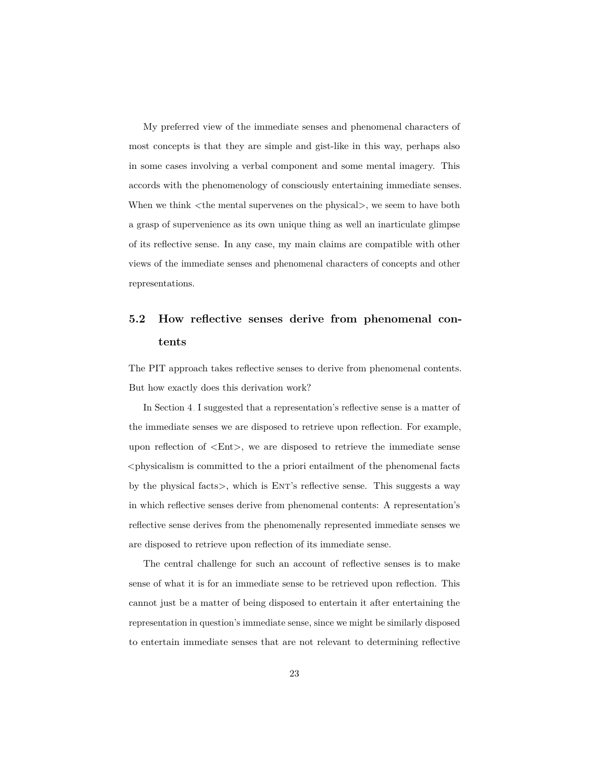My preferred view of the immediate senses and phenomenal characters of most concepts is that they are simple and gist-like in this way, perhaps also in some cases involving a verbal component and some mental imagery. This accords with the phenomenology of consciously entertaining immediate senses. When we think <the mental supervenes on the physical>, we seem to have both a grasp of supervenience as its own unique thing as well an inarticulate glimpse of its reflective sense. In any case, my main claims are compatible with other views of the immediate senses and phenomenal characters of concepts and other representations.

## 5.2 How reflective senses derive from phenomenal contents

The PIT approach takes reflective senses to derive from phenomenal contents. But how exactly does this derivation work?

In Section 4, I suggested that a representation's reflective sense is a matter of the immediate senses we are disposed to retrieve upon reflection. For example, upon reflection of <Ent>, we are disposed to retrieve the immediate sense <physicalism is committed to the a priori entailment of the phenomenal facts by the physical facts>, which is Ent's reflective sense. This suggests a way in which reflective senses derive from phenomenal contents: A representation's reflective sense derives from the phenomenally represented immediate senses we are disposed to retrieve upon reflection of its immediate sense.

The central challenge for such an account of reflective senses is to make sense of what it is for an immediate sense to be retrieved upon reflection. This cannot just be a matter of being disposed to entertain it after entertaining the representation in question's immediate sense, since we might be similarly disposed to entertain immediate senses that are not relevant to determining reflective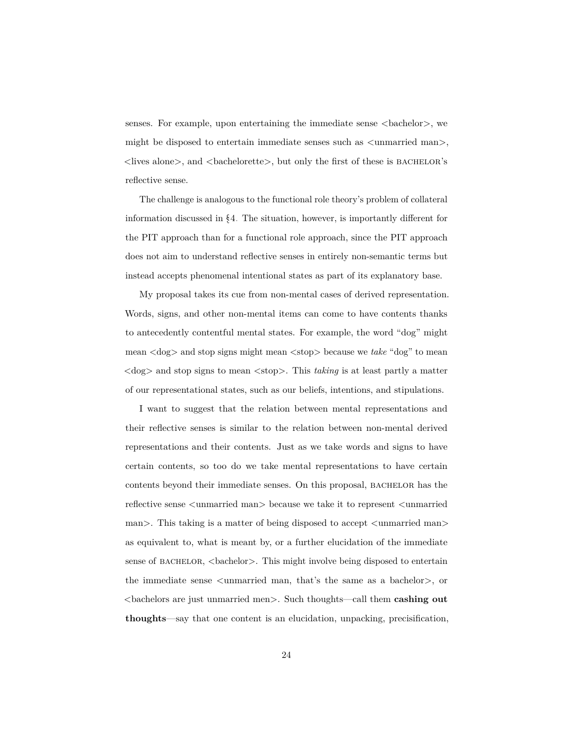senses. For example, upon entertaining the immediate sense <bachelor>, we might be disposed to entertain immediate senses such as <unmarried man>, <lives alone>, and <bachelorette>, but only the first of these is BACHELOR's reflective sense.

The challenge is analogous to the functional role theory's problem of collateral information discussed in §4. The situation, however, is importantly different for the PIT approach than for a functional role approach, since the PIT approach does not aim to understand reflective senses in entirely non-semantic terms but instead accepts phenomenal intentional states as part of its explanatory base.

My proposal takes its cue from non-mental cases of derived representation. Words, signs, and other non-mental items can come to have contents thanks to antecedently contentful mental states. For example, the word "dog" might mean <dog> and stop signs might mean <stop> because we *take* "dog" to mean <dog> and stop signs to mean <stop>. This *taking* is at least partly a matter of our representational states, such as our beliefs, intentions, and stipulations.

I want to suggest that the relation between mental representations and their reflective senses is similar to the relation between non-mental derived representations and their contents. Just as we take words and signs to have certain contents, so too do we take mental representations to have certain contents beyond their immediate senses. On this proposal, BACHELOR has the reflective sense <unmarried man> because we take it to represent <unmarried man>. This taking is a matter of being disposed to accept <unmarried man> as equivalent to, what is meant by, or a further elucidation of the immediate sense of BACHELOR, <bachelor>. This might involve being disposed to entertain the immediate sense <unmarried man, that's the same as a bachelor>, or <bachelors are just unmarried men>. Such thoughts—call them **cashing out thoughts**—say that one content is an elucidation, unpacking, precisification,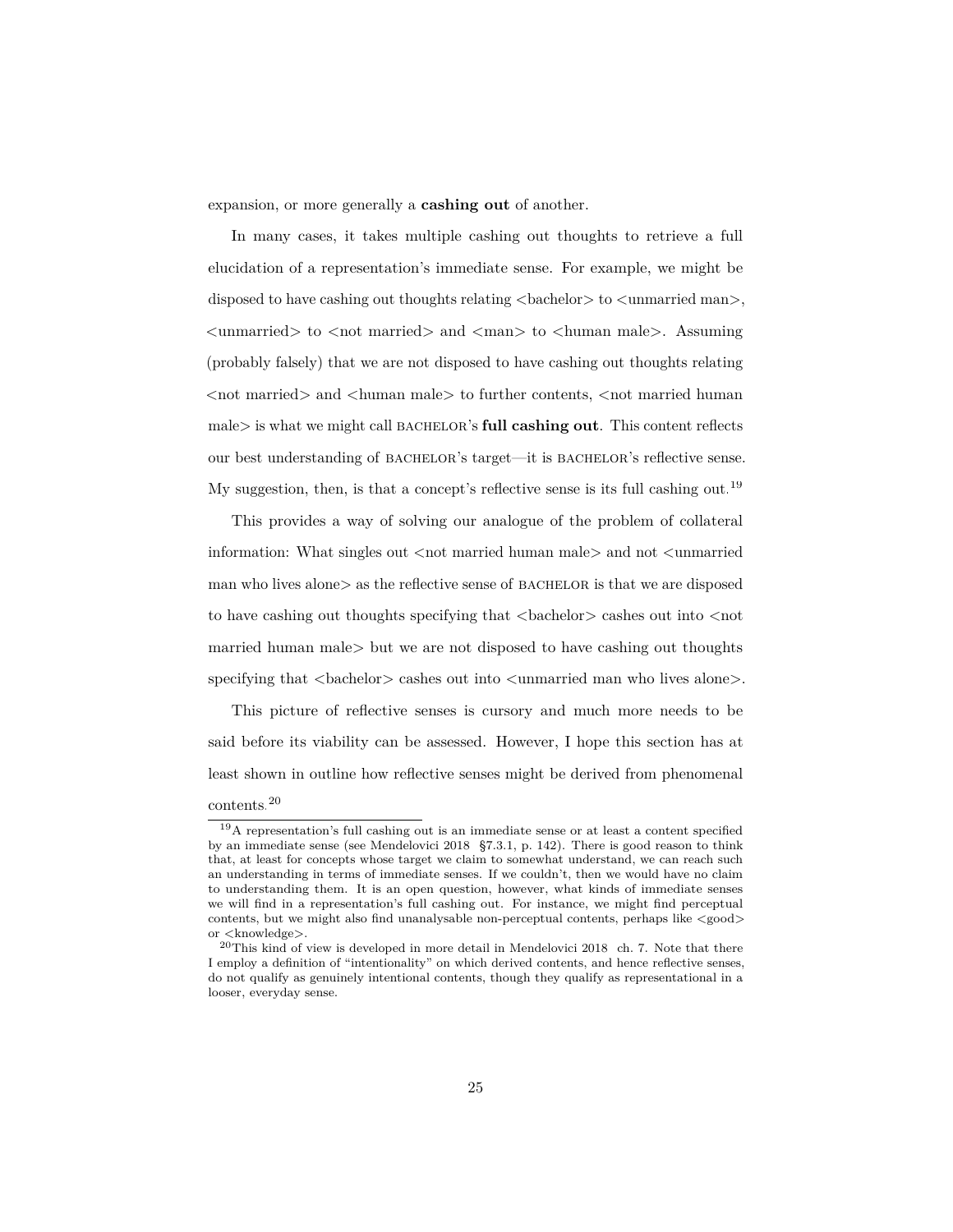expansion, or more generally a **cashing out** of another.

In many cases, it takes multiple cashing out thoughts to retrieve a full elucidation of a representation's immediate sense. For example, we might be disposed to have cashing out thoughts relating <bachelor> to <unmarried man>, <unmarried> to <not married> and <man> to <human male>. Assuming (probably falsely) that we are not disposed to have cashing out thoughts relating <not married> and <human male> to further contents, <not married human male> is what we might call BACHELOR's **full cashing out**. This content reflects our best understanding of BACHELOR's target—it is BACHELOR's reflective sense. My suggestion, then, is that a concept's reflective sense is its full cashing out.[19]

This provides a way of solving our analogue of the problem of collateral information: What singles out <not married human male> and not <unmarried man who lives alone> as the reflective sense of BACHELOR is that we are disposed to have cashing out thoughts specifying that <bachelor> cashes out into <not married human male> but we are not disposed to have cashing out thoughts specifying that <bachelor> cashes out into <unmarried man who lives alone>.

This picture of reflective senses is cursory and much more needs to be said before its viability can be assessed. However, I hope this section has at least shown in outline how reflective senses might be derived from phenomenal contents.[20]

---

[19] A representation's full cashing out is an immediate sense or at least a content specified by an immediate sense (see Mendelovici 2018 §7.3.1, p. 142). There is good reason to think that, at least for concepts whose target we claim to somewhat understand, we can reach such an understanding in terms of immediate senses. If we couldn't, then we would have no claim to understanding them. It is an open question, however, what kinds of immediate senses we will find in a representation's full cashing out. For instance, we might find perceptual contents, but we might also find unanalysable non-perceptual contents, perhaps like <good> or <knowledge>.

[20] This kind of view is developed in more detail in Mendelovici 2018 ch. 7. Note that there I employ a definition of "intentionality" on which derived contents, and hence reflective senses, do not qualify as genuinely intentional contents, though they qualify as representational in a looser, everyday sense.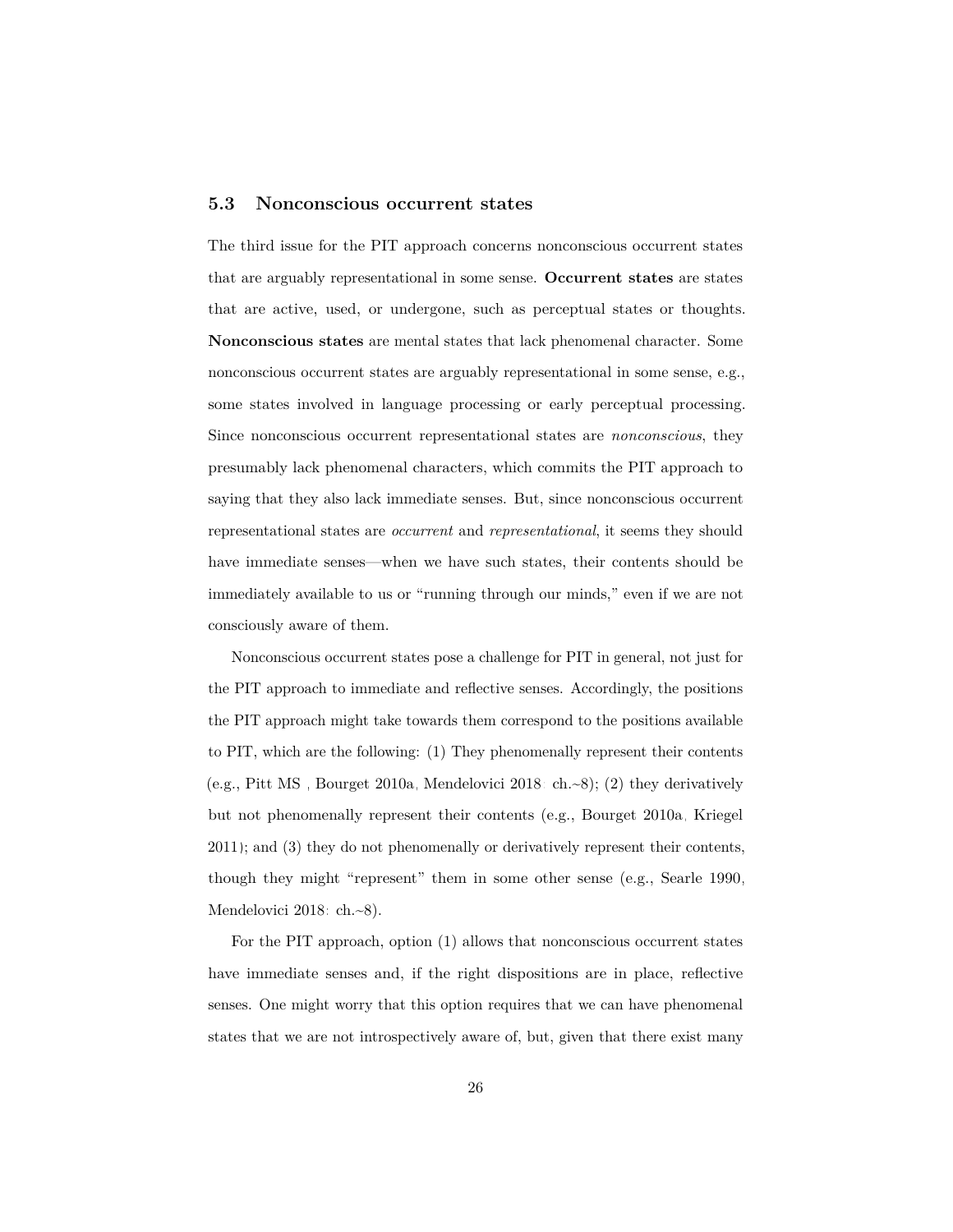### 5.3 Nonconscious occurrent states

The third issue for the PIT approach concerns nonconscious occurrent states that are arguably representational in some sense. **Occurrent states** are states that are active, used, or undergone, such as perceptual states or thoughts. **Nonconscious states** are mental states that lack phenomenal character. Some nonconscious occurrent states are arguably representational in some sense, e.g., some states involved in language processing or early perceptual processing. Since nonconscious occurrent representational states are *nonconscious*, they presumably lack phenomenal characters, which commits the PIT approach to saying that they also lack immediate senses. But, since nonconscious occurrent representational states are *occurrent* and *representational*, it seems they should have immediate senses—when we have such states, their contents should be immediately available to us or "running through our minds," even if we are not consciously aware of them.

Nonconscious occurrent states pose a challenge for PIT in general, not just for the PIT approach to immediate and reflective senses. Accordingly, the positions the PIT approach might take towards them correspond to the positions available to PIT, which are the following: (1) They phenomenally represent their contents (e.g., Pitt MS, Bourget 2010a, Mendelovici 2018: ch.~8); (2) they derivatively but not phenomenally represent their contents (e.g., Bourget 2010a, Kriegel 2011); and (3) they do not phenomenally or derivatively represent their contents, though they might "represent" them in some other sense (e.g., Searle 1990, Mendelovici 2018: ch.~8).

For the PIT approach, option (1) allows that nonconscious occurrent states have immediate senses and, if the right dispositions are in place, reflective senses. One might worry that this option requires that we can have phenomenal states that we are not introspectively aware of, but, given that there exist many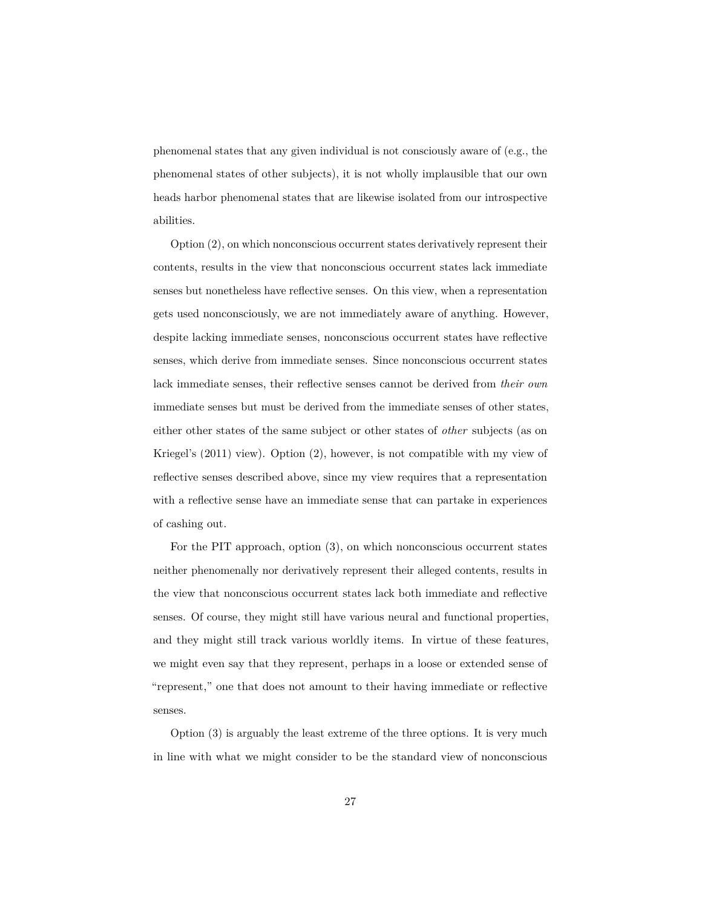phenomenal states that any given individual is not consciously aware of (e.g., the phenomenal states of other subjects), it is not wholly implausible that our own heads harbor phenomenal states that are likewise isolated from our introspective abilities.

Option (2), on which nonconscious occurrent states derivatively represent their contents, results in the view that nonconscious occurrent states lack immediate senses but nonetheless have reflective senses. On this view, when a representation gets used nonconsciously, we are not immediately aware of anything. However, despite lacking immediate senses, nonconscious occurrent states have reflective senses, which derive from immediate senses. Since nonconscious occurrent states lack immediate senses, their reflective senses cannot be derived from *their own* immediate senses but must be derived from the immediate senses of other states, either other states of the same subject or other states of *other* subjects (as on Kriegel's (2011) view). Option (2), however, is not compatible with my view of reflective senses described above, since my view requires that a representation with a reflective sense have an immediate sense that can partake in experiences of cashing out.

For the PIT approach, option (3), on which nonconscious occurrent states neither phenomenally nor derivatively represent their alleged contents, results in the view that nonconscious occurrent states lack both immediate and reflective senses. Of course, they might still have various neural and functional properties, and they might still track various worldly items. In virtue of these features, we might even say that they represent, perhaps in a loose or extended sense of "represent," one that does not amount to their having immediate or reflective senses.

Option (3) is arguably the least extreme of the three options. It is very much in line with what we might consider to be the standard view of nonconscious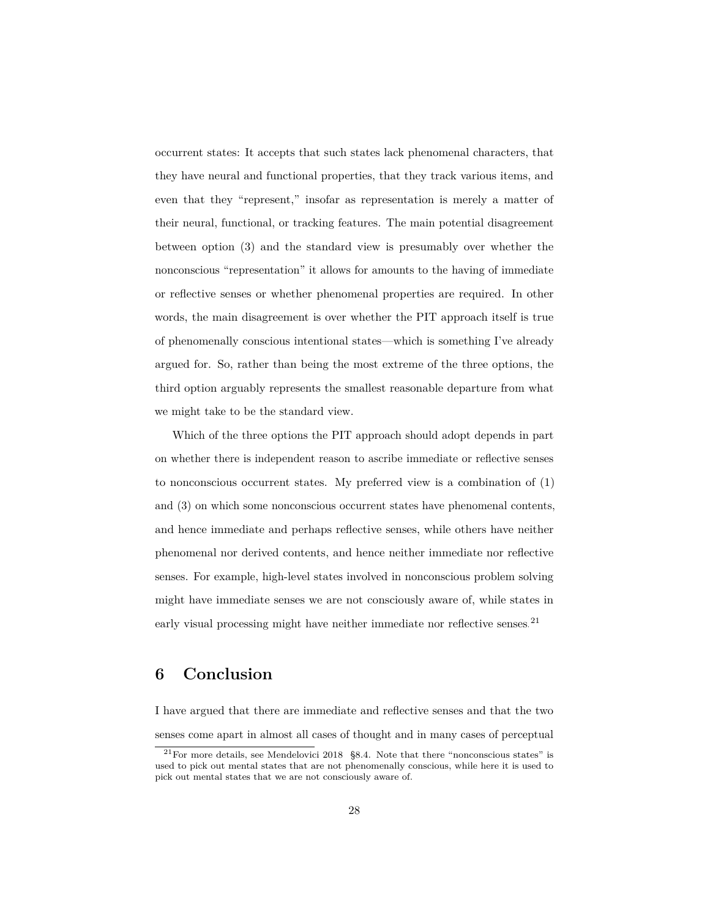occurrent states: It accepts that such states lack phenomenal characters, that they have neural and functional properties, that they track various items, and even that they "represent," insofar as representation is merely a matter of their neural, functional, or tracking features. The main potential disagreement between option (3) and the standard view is presumably over whether the nonconscious "representation" it allows for amounts to the having of immediate or reflective senses or whether phenomenal properties are required. In other words, the main disagreement is over whether the PIT approach itself is true of phenomenally conscious intentional states—which is something I've already argued for. So, rather than being the most extreme of the three options, the third option arguably represents the smallest reasonable departure from what we might take to be the standard view.

Which of the three options the PIT approach should adopt depends in part on whether there is independent reason to ascribe immediate or reflective senses to nonconscious occurrent states. My preferred view is a combination of (1) and (3) on which some nonconscious occurrent states have phenomenal contents, and hence immediate and perhaps reflective senses, while others have neither phenomenal nor derived contents, and hence neither immediate nor reflective senses. For example, high-level states involved in nonconscious problem solving might have immediate senses we are not consciously aware of, while states in early visual processing might have neither immediate nor reflective senses.[21]

## 6 Conclusion

I have argued that there are immediate and reflective senses and that the two senses come apart in almost all cases of thought and in many cases of perceptual

[21] For more details, see Mendelovici 2018 §8.4. Note that there "nonconscious states" is used to pick out mental states that are not phenomenally conscious, while here it is used to pick out mental states that we are not consciously aware of.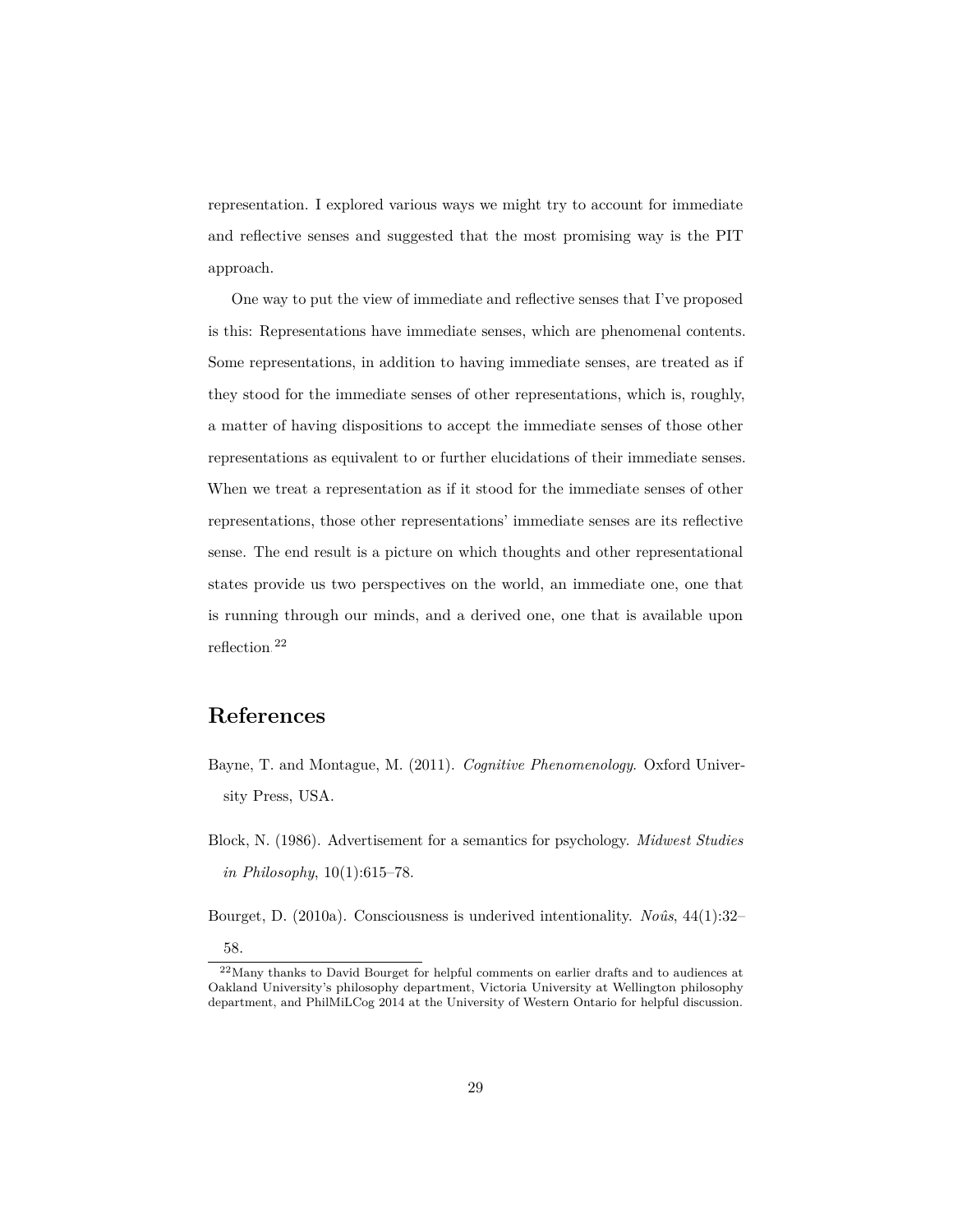representation. I explored various ways we might try to account for immediate and reflective senses and suggested that the most promising way is the PIT approach.

One way to put the view of immediate and reflective senses that I've proposed is this: Representations have immediate senses, which are phenomenal contents. Some representations, in addition to having immediate senses, are treated as if they stood for the immediate senses of other representations, which is, roughly, a matter of having dispositions to accept the immediate senses of those other representations as equivalent to or further elucidations of their immediate senses. When we treat a representation as if it stood for the immediate senses of other representations, those other representations' immediate senses are its reflective sense. The end result is a picture on which thoughts and other representational states provide us two perspectives on the world, an immediate one, one that is running through our minds, and a derived one, one that is available upon reflection.[22]

## References

Bayne, T. and Montague, M. (2011). *Cognitive Phenomenology*. Oxford University Press, USA.

Block, N. (1986). Advertisement for a semantics for psychology. *Midwest Studies in Philosophy*, 10(1):615–78.

Bourget, D. (2010a). Consciousness is underived intentionality. *Noûs*, 44(1):32–58.

[22]Many thanks to David Bourget for helpful comments on earlier drafts and to audiences at Oakland University's philosophy department, Victoria University at Wellington philosophy department, and PhilMiLCog 2014 at the University of Western Ontario for helpful discussion.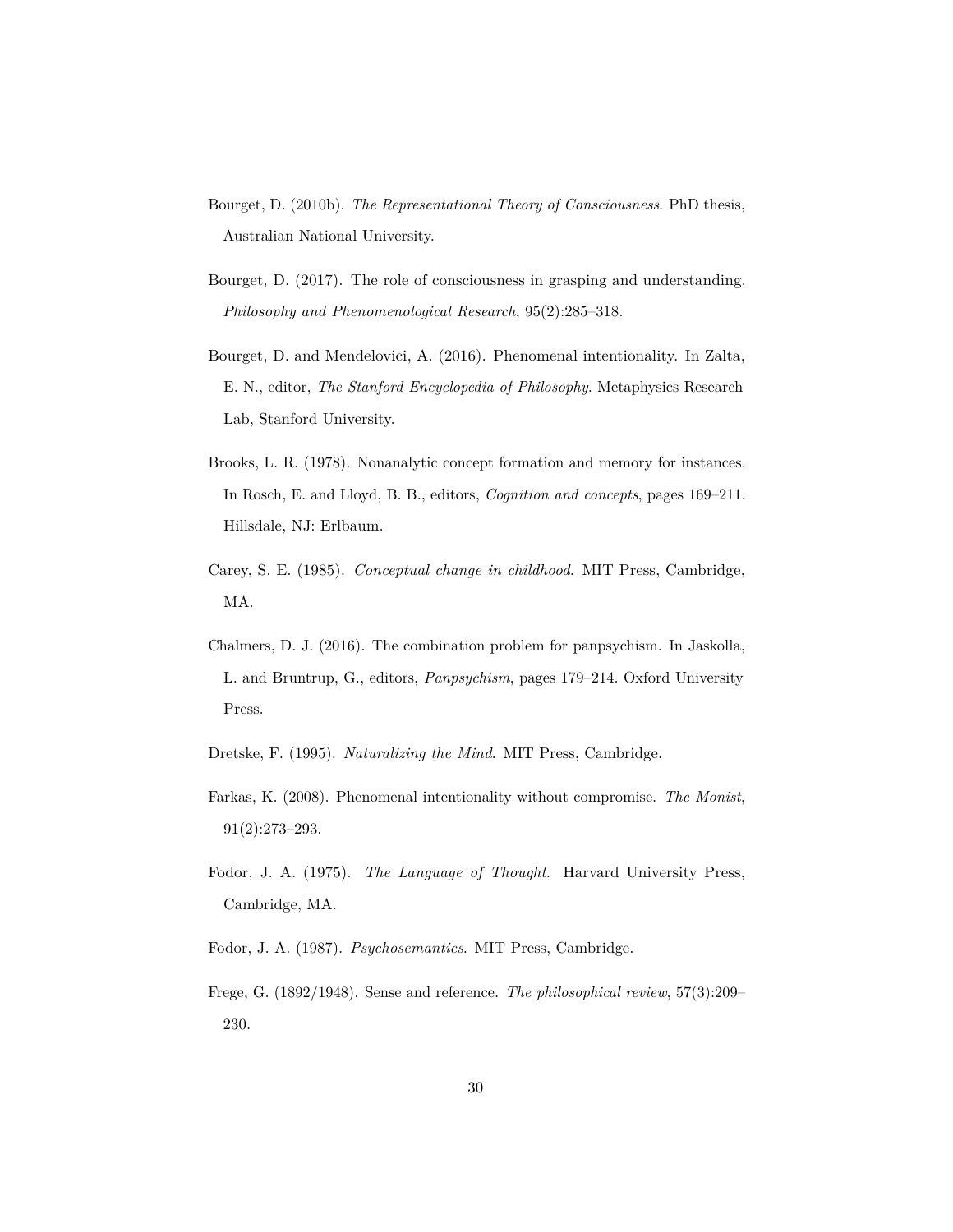Bourget, D. (2010b). *The Representational Theory of Consciousness*. PhD thesis, Australian National University.

Bourget, D. (2017). The role of consciousness in grasping and understanding. *Philosophy and Phenomenological Research*, 95(2):285–318.

Bourget, D. and Mendelovici, A. (2016). Phenomenal intentionality. In Zalta, E. N., editor, *The Stanford Encyclopedia of Philosophy*. Metaphysics Research Lab, Stanford University.

Brooks, L. R. (1978). Nonanalytic concept formation and memory for instances. In Rosch, E. and Lloyd, B. B., editors, *Cognition and concepts*, pages 169–211. Hillsdale, NJ: Erlbaum.

Carey, S. E. (1985). *Conceptual change in childhood*. MIT Press, Cambridge, MA.

Chalmers, D. J. (2016). The combination problem for panpsychism. In Jaskolla, L. and Bruntrup, G., editors, *Panpsychism*, pages 179–214. Oxford University Press.

Dretske, F. (1995). *Naturalizing the Mind*. MIT Press, Cambridge.

Farkas, K. (2008). Phenomenal intentionality without compromise. *The Monist*, 91(2):273–293.

Fodor, J. A. (1975). *The Language of Thought*. Harvard University Press, Cambridge, MA.

Fodor, J. A. (1987). *Psychosemantics*. MIT Press, Cambridge.

Frege, G. (1892/1948). Sense and reference. *The philosophical review*, 57(3):209–230.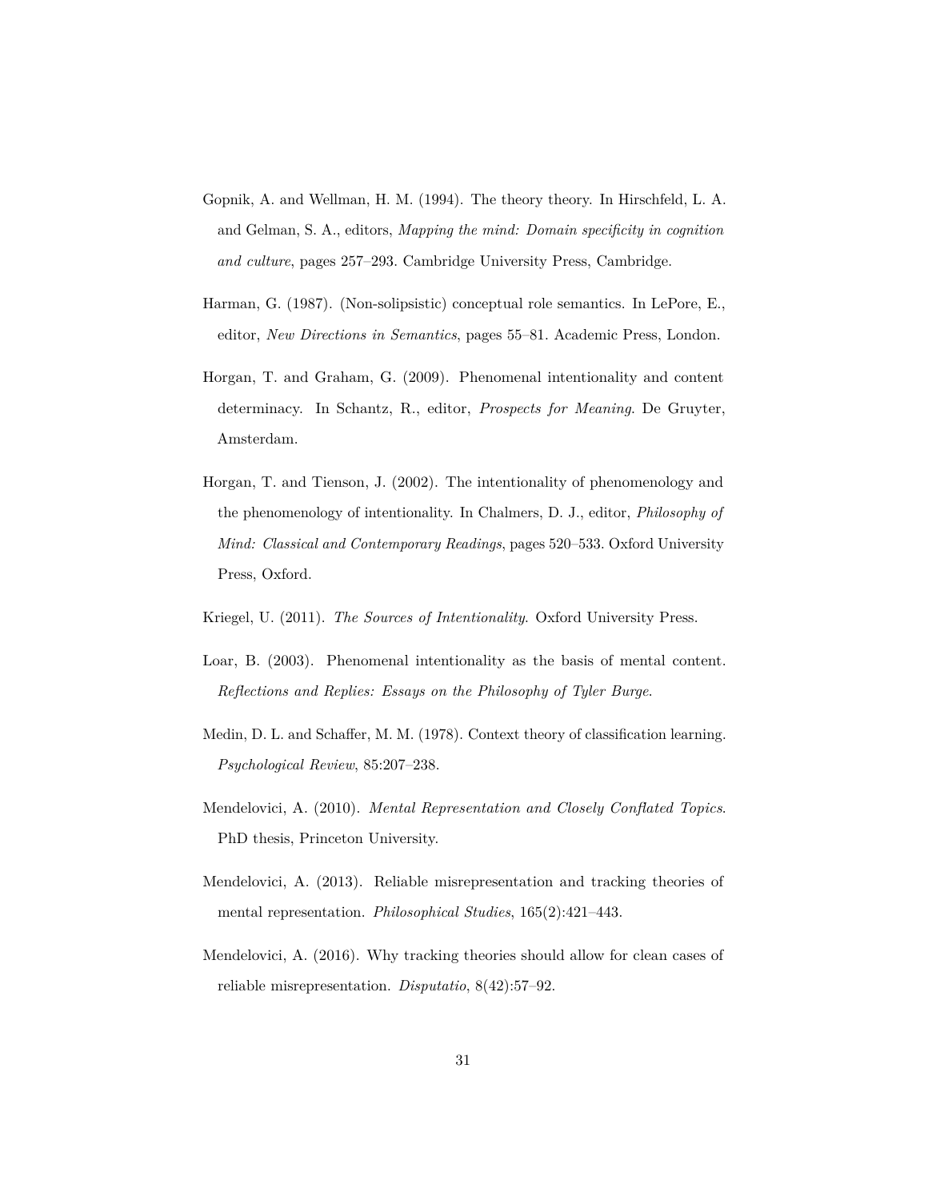Gopnik, A. and Wellman, H. M. (1994). The theory theory. In Hirschfeld, L. A. and Gelman, S. A., editors, *Mapping the mind: Domain specificity in cognition and culture*, pages 257–293. Cambridge University Press, Cambridge.

Harman, G. (1987). (Non-solipsistic) conceptual role semantics. In LePore, E., editor, *New Directions in Semantics*, pages 55–81. Academic Press, London.

Horgan, T. and Graham, G. (2009). Phenomenal intentionality and content determinacy. In Schantz, R., editor, *Prospects for Meaning*. De Gruyter, Amsterdam.

Horgan, T. and Tienson, J. (2002). The intentionality of phenomenology and the phenomenology of intentionality. In Chalmers, D. J., editor, *Philosophy of Mind: Classical and Contemporary Readings*, pages 520–533. Oxford University Press, Oxford.

Kriegel, U. (2011). *The Sources of Intentionality*. Oxford University Press.

Loar, B. (2003). Phenomenal intentionality as the basis of mental content. *Reflections and Replies: Essays on the Philosophy of Tyler Burge*.

Medin, D. L. and Schaffer, M. M. (1978). Context theory of classification learning. *Psychological Review*, 85:207–238.

Mendelovici, A. (2010). *Mental Representation and Closely Conflated Topics*. PhD thesis, Princeton University.

Mendelovici, A. (2013). Reliable misrepresentation and tracking theories of mental representation. *Philosophical Studies*, 165(2):421–443.

Mendelovici, A. (2016). Why tracking theories should allow for clean cases of reliable misrepresentation. *Disputatio*, 8(42):57–92.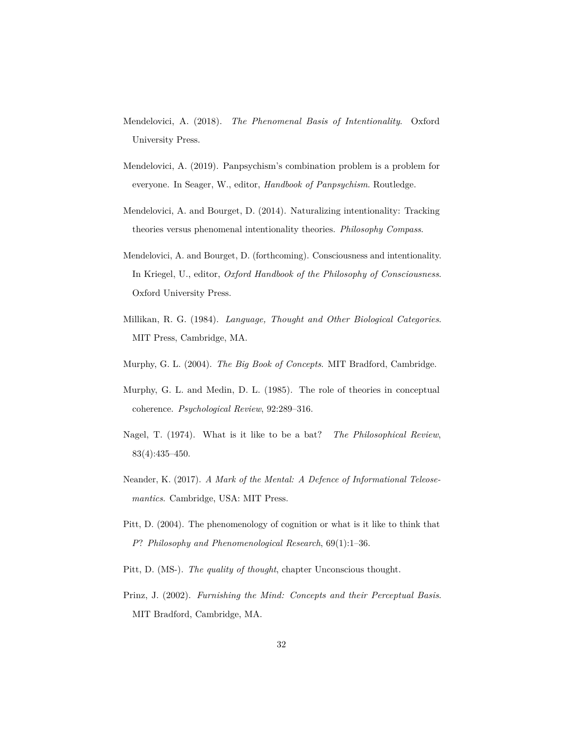Mendelovici, A. (2018). *The Phenomenal Basis of Intentionality*. Oxford University Press.

Mendelovici, A. (2019). Panpsychism's combination problem is a problem for everyone. In Seager, W., editor, *Handbook of Panpsychism*. Routledge.

Mendelovici, A. and Bourget, D. (2014). Naturalizing intentionality: Tracking theories versus phenomenal intentionality theories. *Philosophy Compass*.

Mendelovici, A. and Bourget, D. (forthcoming). Consciousness and intentionality. In Kriegel, U., editor, *Oxford Handbook of the Philosophy of Consciousness*. Oxford University Press.

Millikan, R. G. (1984). *Language, Thought and Other Biological Categories*. MIT Press, Cambridge, MA.

Murphy, G. L. (2004). *The Big Book of Concepts*. MIT Bradford, Cambridge.

Murphy, G. L. and Medin, D. L. (1985). The role of theories in conceptual coherence. *Psychological Review*, 92:289–316.

Nagel, T. (1974). What is it like to be a bat? *The Philosophical Review*, 83(4):435–450.

Neander, K. (2017). *A Mark of the Mental: A Defence of Informational Teleosemantics*. Cambridge, USA: MIT Press.

Pitt, D. (2004). The phenomenology of cognition or what is it like to think that *P*? *Philosophy and Phenomenological Research*, 69(1):1–36.

Pitt, D. (MS-). *The quality of thought*, chapter Unconscious thought.

Prinz, J. (2002). *Furnishing the Mind: Concepts and their Perceptual Basis*. MIT Bradford, Cambridge, MA.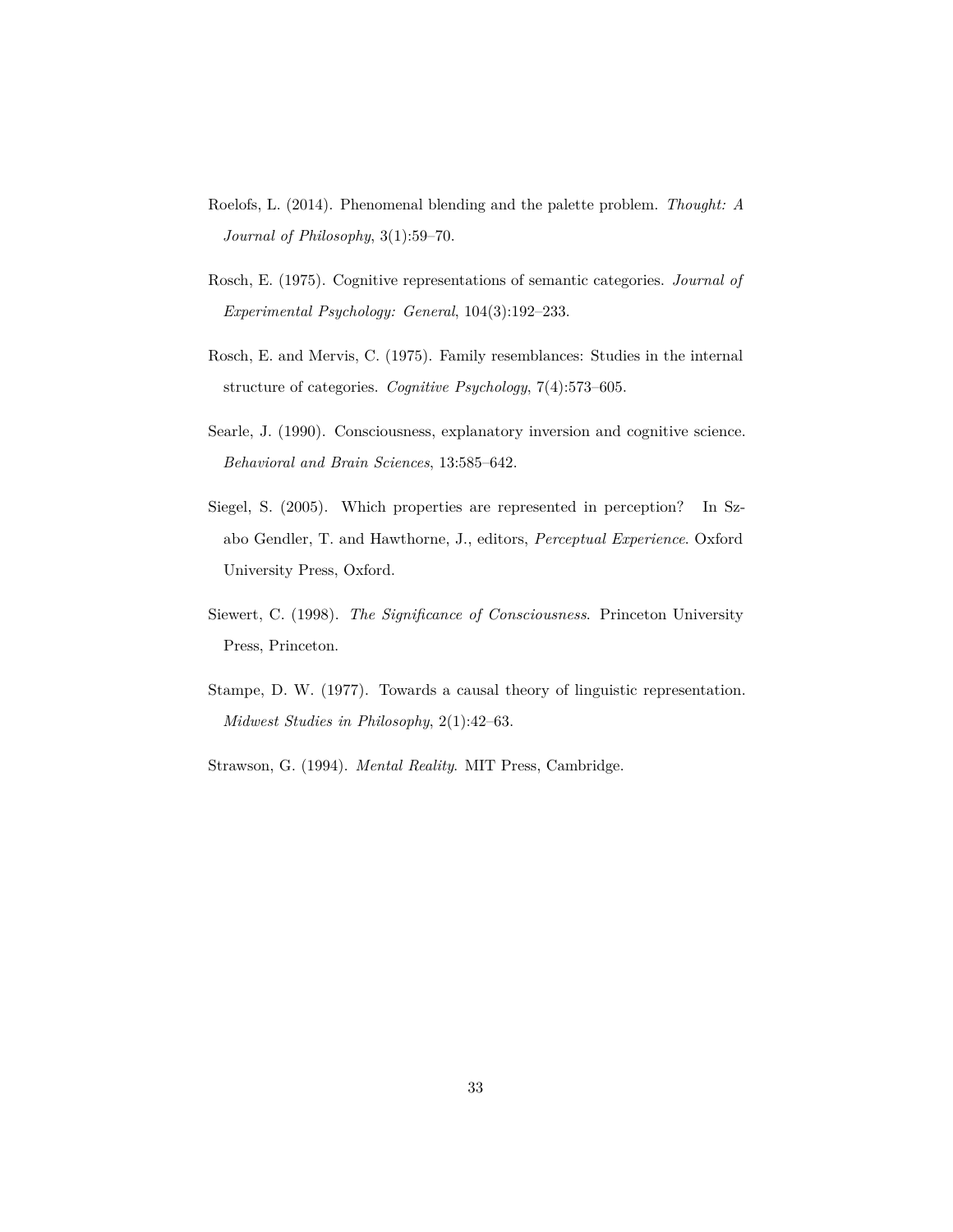Roelofs, L. (2014). Phenomenal blending and the palette problem. *Thought: A Journal of Philosophy*, 3(1):59–70.

Rosch, E. (1975). Cognitive representations of semantic categories. *Journal of Experimental Psychology: General*, 104(3):192–233.

Rosch, E. and Mervis, C. (1975). Family resemblances: Studies in the internal structure of categories. *Cognitive Psychology*, 7(4):573–605.

Searle, J. (1990). Consciousness, explanatory inversion and cognitive science. *Behavioral and Brain Sciences*, 13:585–642.

Siegel, S. (2005). Which properties are represented in perception? In Szabo Gendler, T. and Hawthorne, J., editors, *Perceptual Experience*. Oxford University Press, Oxford.

Siewert, C. (1998). *The Significance of Consciousness*. Princeton University Press, Princeton.

Stampe, D. W. (1977). Towards a causal theory of linguistic representation. *Midwest Studies in Philosophy*, 2(1):42–63.

Strawson, G. (1994). *Mental Reality*. MIT Press, Cambridge.